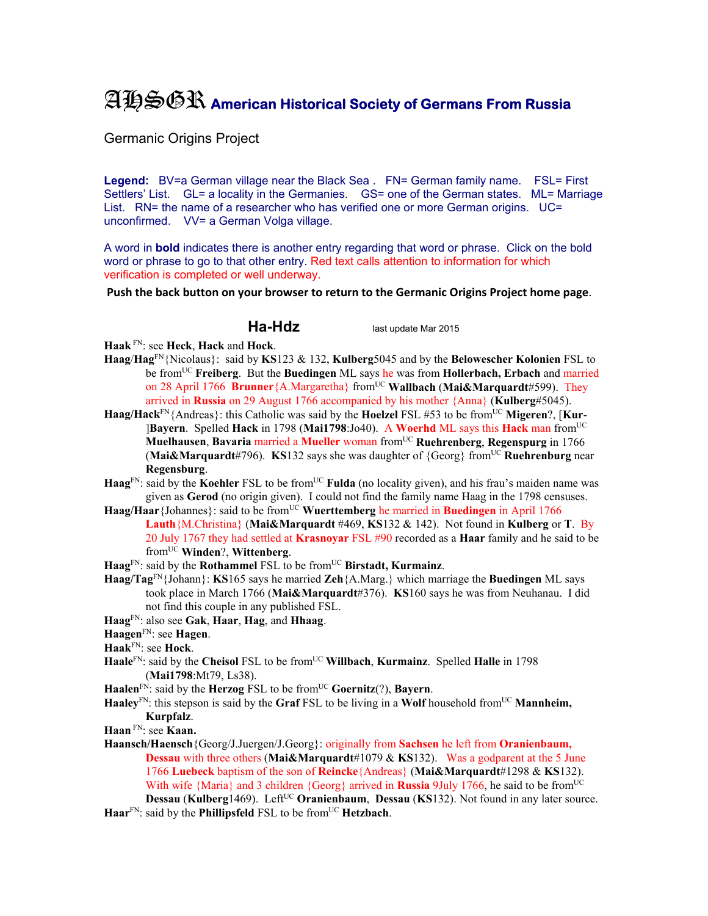# AHSGR American Historical Society of Germans From Russia

Germanic Origins Project

**Legend:** BV=a German village near the Black Sea . FN= German family name. FSL= First Settlers' List. GL= a locality in the Germanies. GS= one of the German states. ML= Marriage List. RN= the name of a researcher who has verified one or more German origins. UC= unconfirmed. VV= a German Volga village.

A word in **bold** indicates there is another entry regarding that word or phrase. Click on the bold word or phrase to go to that other entry. Red text calls attention to information for which verification is completed or well underway.

**Push the back button on your browser to return to the Germanic Origins Project home page**.

## Ha-Hdz

last update Mar 2015

**Haak** FN: see **Heck**, **Hack** and **Hock**.

**Haag**/**Hag**FN{Nicolaus}: said by **KS**123 & 132, **Kulberg**5045 and by the **Belowescher Kolonien** FSL to be fromUC **Freiberg**. But the **Buedingen** ML says he was from **Hollerbach, Erbach** and married on 28 April 1766 **Brunner**{A.Margaretha} fromUC **Wallbach** (**Mai&Marquardt**#599). They arrived in **Russia** on 29 August 1766 accompanied by his mother {Anna} (**Kulberg**#5045).

**Haag**/**Hack**FN{Andreas}: this Catholic was said by the **Hoelzel** FSL #53 to be fromUC **Migeren**?, [**Kur-**]**Bayern**. Spelled **Hack** in 1798 (**Mai1798**:Jo40). A **Woerhd** ML says this **Hack** man fromUC **Muelhausen**, **Bavaria** married a **Mueller** woman fromUC **Ruehrenberg**, **Regenspurg** in 1766 (**Mai&Marquardt**#796). **KS**132 says she was daughter of {Georg} fromUC **Ruehrenburg** near **Regensburg**.

**Haag**FN: said by the **Koehler** FSL to be fromUC **Fulda** (no locality given), and his frau's maiden name was given as **Gerod** (no origin given). I could not find the family name Haag in the 1798 censuses.

**Haag**/**Haar**{Johannes}: said to be fromUC **Wuerttemberg** he married in **Buedingen** in April 1766 **Lauth**{M.Christina} (**Mai&Marquardt** #469, **KS**132 & 142). Not found in **Kulberg** or **T**. By 20 July 1767 they had settled at **Krasnoyar** FSL #90 recorded as a **Haar** family and he said to be fromUC **Winden**?, **Wittenberg**.

**Haag**FN: said by the **Rothammel** FSL to be fromUC **Birstadt, Kurmainz**.

**Haag**/**Tag**FN{Johann}: **KS**165 says he married **Zeh**{A.Marg.} which marriage the **Buedingen** ML says took place in March 1766 (**Mai&Marquardt**#376). **KS**160 says he was from Neuhanau. I did not find this couple in any published FSL.

**Haag**FN: also see **Gak**, **Haar**, **Hag**, and **Hhaag**.

**Haagen**FN: see **Hagen**.

**Haak**FN: see **Hock**.

**Haale**FN: said by the **Cheisol** FSL to be fromUC **Willbach**, **Kurmainz**. Spelled **Halle** in 1798 (**Mai1798**:Mt79, Ls38).

**Haalen**FN: said by the **Herzog** FSL to be fromUC **Goernitz**(?), **Bayern**.

**Haaley**FN: this stepson is said by the **Graf** FSL to be living in a **Wolf** household fromUC **Mannheim, Kurpfalz**.

**Haan** FN: see **Kaan.**

**Haansch**/**Haensch**{Georg/J.Juergen/J.Georg}: originally from **Sachsen** he left from **Oranienbaum, Dessau** with three others (**Mai&Marquardt**#1079 & **KS**132). Was a godparent at the 5 June 1766 **Luebeck** baptism of the son of **Reincke**{Andreas} (**Mai&Marquardt**#1298 & **KS**132). With wife {Maria} and 3 children {Georg} arrived in **Russia** 9July 1766, he said to be fromUC **Dessau** (**Kulberg**1469). LeftUC **Oranienbaum**, **Dessau** (**KS**132). Not found in any later source.

**Haar**FN: said by the **Phillipsfeld** FSL to be fromUC **Hetzbach**.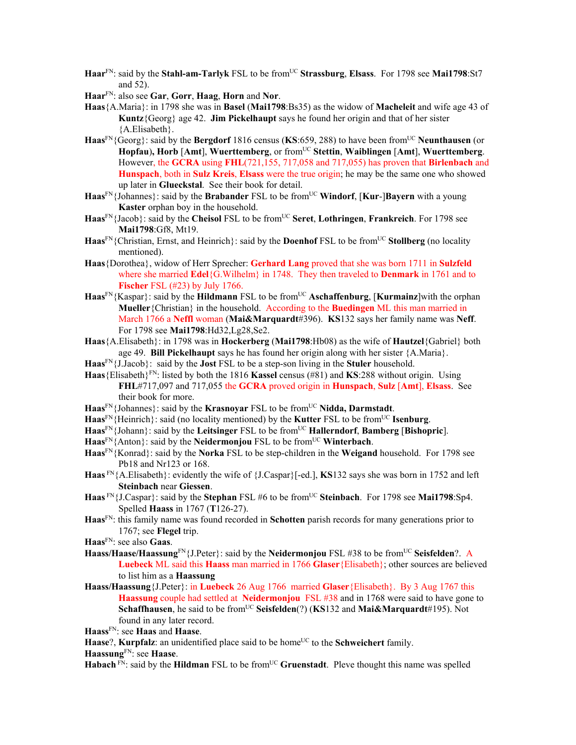**Haar**[FN]: said by the **Stahl-am-Tarlyk** FSL to be from[UC] **Strassburg**, **Elsass**. For 1798 see **Mai1798**:St7 and 52).

**Haar**[FN]: also see **Gar**, **Gorr**, **Haag**, **Horn** and **Nor**.

**Haas**{A.Maria}: in 1798 she was in **Basel** (**Mai1798**:Bs35) as the widow of **Macheleit** and wife age 43 of **Kuntz**{Georg} age 42. **Jim Pickelhaupt** says he found her origin and that of her sister {A.Elisabeth}.

**Haas**[FN]{Georg}: said by the **Bergdorf** 1816 census (**KS**:659, 288) to have been from[UC] **Neunthausen** (or **Hopfau**)**, Horb** [**Amt**], **Wuerttemberg**, or from[UC] **Stettin**, **Waiblingen** [**Amt**], **Wuerttemberg**. However, the **GCRA** using **FHL**(721,155, 717,058 and 717,055) has proven that **Birlenbach** and **Hunspach**, both in **Sulz Kreis**, **Elsass** were the true origin; he may be the same one who showed up later in **Glueckstal**. See their book for detail.

**Haas**[FN]{Johannes}: said by the **Brabander** FSL to be from[UC] **Windorf**, [**Kur**-]**Bayern** with a young **Kaster** orphan boy in the household.

**Haas**[FN]{Jacob}: said by the **Cheisol** FSL to be from[UC] **Seret**, **Lothringen**, **Frankreich**. For 1798 see **Mai1798**:Gf8, Mt19.

**Haas**[FN]{Christian, Ernst, and Heinrich}: said by the **Doenhof** FSL to be from[UC] **Stollberg** (no locality mentioned).

**Haas**{Dorothea}, widow of Herr Sprecher: **Gerhard Lang** proved that she was born 1711 in **Sulzfeld** where she married **Edel**{G.Wilhelm} in 1748. They then traveled to **Denmark** in 1761 and to **Fischer** FSL (#23) by July 1766.

**Haas**[FN]{Kaspar}: said by the **Hildmann** FSL to be from[UC] **Aschaffenburg**, [**Kurmainz**]with the orphan **Mueller**{Christian} in the household. According to the **Buedingen** ML this man married in March 1766 a **Neffl** woman (**Mai&Marquardt**#396). **KS**132 says her family name was **Neff**. For 1798 see **Mai1798**:Hd32,Lg28,Se2.

**Haas**{A.Elisabeth}: in 1798 was in **Hockerberg** (**Mai1798**:Hb08) as the wife of **Hautzel**{Gabriel} both age 49. **Bill Pickelhaupt** says he has found her origin along with her sister {A.Maria}.

**Haas**[FN]{J.Jacob}: said by the **Jost** FSL to be a step-son living in the **Stuler** household.

**Haas**{Elisabeth}[FN]: listed by both the 1816 **Kassel** census (#81) and **KS**:288 without origin. Using **FHL**#717,097 and 717,055 the **GCRA** proved origin in **Hunspach**, **Sulz** [**Amt**], **Elsass**. See their book for more.

**Haas**[FN]{Johannes}: said by the **Krasnoyar** FSL to be from[UC] **Nidda, Darmstadt**.

**Haas**[FN]{Heinrich}: said (no locality mentioned) by the **Kutter** FSL to be from[UC] **Isenburg**.

**Haas**[FN]{Johann}: said by the **Leitsinger** FSL to be from[UC] **Hallerndorf**, **Bamberg** [**Bishopric**].

**Haas**[FN]{Anton}: said by the **Neidermonjou** FSL to be from[UC] **Winterbach**.

**Haas**[FN]{Konrad}: said by the **Norka** FSL to be step-children in the **Weigand** household. For 1798 see Pb18 and Nr123 or 168.

**Haas** [FN]{A.Elisabeth}: evidently the wife of {J.Caspar}[-ed.], **KS**132 says she was born in 1752 and left **Steinbach** near **Giessen**.

**Haas** [FN]{J.Caspar}: said by the **Stephan** FSL #6 to be from[UC] **Steinbach**. For 1798 see **Mai1798**:Sp4. Spelled **Haass** in 1767 (**T**126-27).

**Haas**[FN]: this family name was found recorded in **Schotten** parish records for many generations prior to 1767; see **Flegel** trip.

**Haas**[FN]: see also **Gaas**.

**Haass/Haase/Haassung**[FN]{J.Peter}: said by the **Neidermonjou** FSL #38 to be from[UC] **Seisfelden**?. A **Luebeck** ML said this **Haass** man married in 1766 **Glaser**{Elisabeth}; other sources are believed to list him as a **Haassung**

**Haass/Haassung**{J.Peter}: in **Luebeck** 26 Aug 1766 married **Glaser**{Elisabeth}. By 3 Aug 1767 this **Haassung** couple had settled at **Neidermonjou** FSL #38 and in 1768 were said to have gone to **Schaffhausen**, he said to be from[UC] **Seisfelden**(?) (**KS**132 and **Mai&Marquardt**#195). Not found in any later record.

**Haass**[FN]: see **Haas** and **Haase**.

**Haase**?, **Kurpfalz**: an unidentified place said to be home[UC] to the **Schweichert** family.

**Haassung**[FN]: see **Haase**.

**Habach** [FN]: said by the **Hildman** FSL to be from[UC] **Gruenstadt**. Pleve thought this name was spelled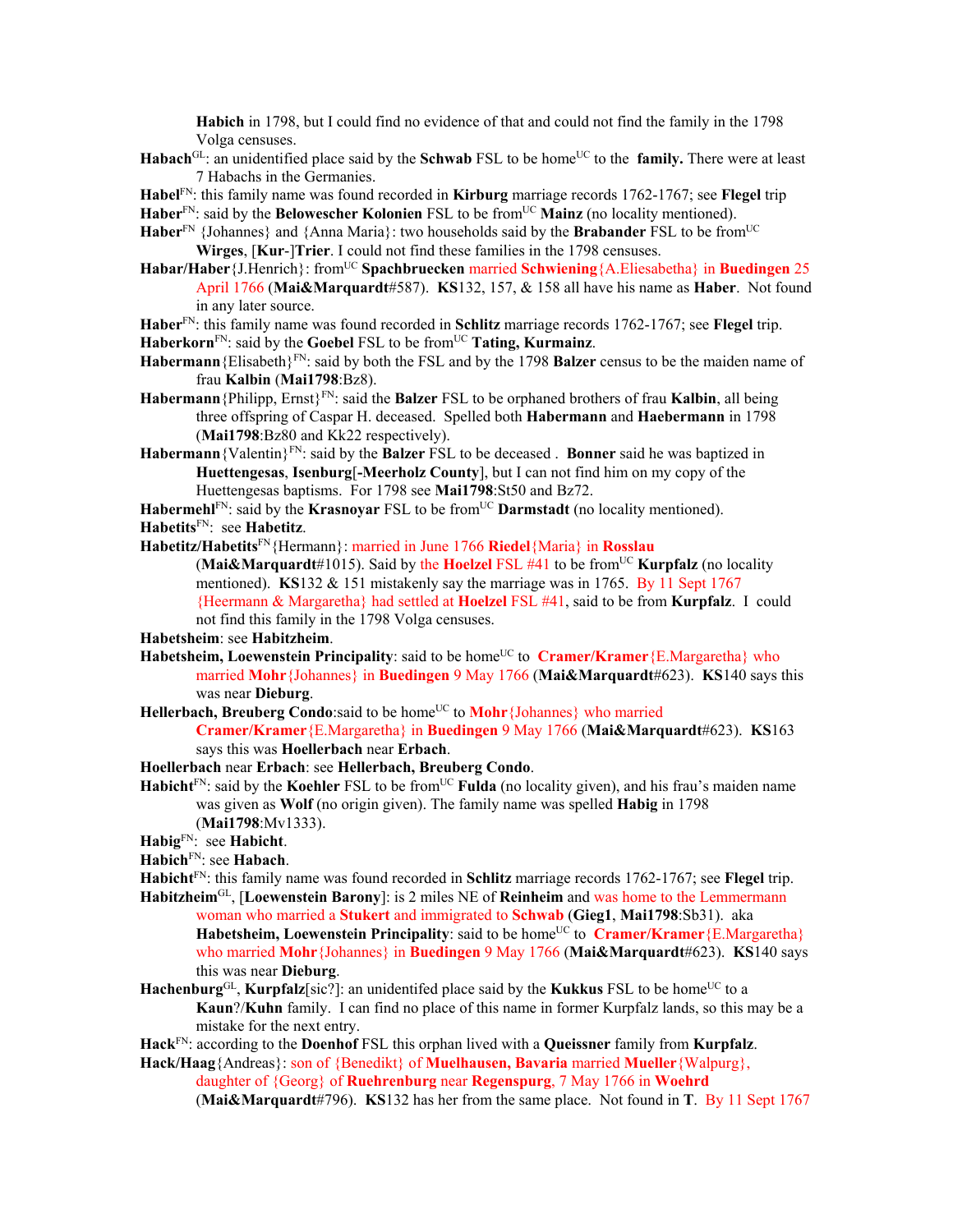**Habich** in 1798, but I could find no evidence of that and could not find the family in the 1798 Volga censuses.

**Habach**[GL]: an unidentified place said by the **Schwab** FSL to be home[UC] to the **family.** There were at least 7 Habachs in the Germanies.

**Habel**[FN]: this family name was found recorded in **Kirburg** marriage records 1762-1767; see **Flegel** trip

**Haber**[FN]: said by the **Belowescher Kolonien** FSL to be from[UC] **Mainz** (no locality mentioned).

**Haber**[FN] {Johannes} and {Anna Maria}: two households said by the **Brabander** FSL to be from[UC] **Wirges**, [**Kur**-]**Trier**. I could not find these families in the 1798 censuses.

**Habar/Haber**{J.Henrich}: from[UC] **Spachbruecken** married **Schwiening**{A.Eliesabetha} in **Buedingen** 25 April 1766 (**Mai&Marquardt**#587). **KS**132, 157, & 158 all have his name as **Haber**. Not found in any later source.

**Haber**[FN]: this family name was found recorded in **Schlitz** marriage records 1762-1767; see **Flegel** trip.

**Haberkorn**[FN]: said by the **Goebel** FSL to be from[UC] **Tating, Kurmainz**.

**Habermann**{Elisabeth}[FN]: said by both the FSL and by the 1798 **Balzer** census to be the maiden name of frau **Kalbin** (**Mai1798**:Bz8).

**Habermann**{Philipp, Ernst}[FN]: said the **Balzer** FSL to be orphaned brothers of frau **Kalbin**, all being three offspring of Caspar H. deceased. Spelled both **Habermann** and **Haebermann** in 1798 (**Mai1798**:Bz80 and Kk22 respectively).

**Habermann**{Valentin}[FN]: said by the **Balzer** FSL to be deceased . **Bonner** said he was baptized in **Huettengesas**, **Isenburg**[**-Meerholz County**], but I can not find him on my copy of the Huettengesas baptisms. For 1798 see **Mai1798**:St50 and Bz72.

**Habermehl**[FN]: said by the **Krasnoyar** FSL to be from[UC] **Darmstadt** (no locality mentioned).

**Habetits**[FN]: see **Habetitz**.

**Habetitz/Habetits**[FN]{Hermann}: married in June 1766 **Riedel**{Maria} in **Rosslau** (**Mai&Marquardt**#1015). Said by the **Hoelzel** FSL #41 to be from[UC] **Kurpfalz** (no locality mentioned). **KS**132 & 151 mistakenly say the marriage was in 1765. By 11 Sept 1767 {Heermann & Margaretha} had settled at **Hoelzel** FSL #41, said to be from **Kurpfalz**. I could not find this family in the 1798 Volga censuses.

**Habetsheim**: see **Habitzheim**.

**Habetsheim, Loewenstein Principality**: said to be home[UC] to **Cramer/Kramer**{E.Margaretha} who married **Mohr**{Johannes} in **Buedingen** 9 May 1766 (**Mai&Marquardt**#623). **KS**140 says this was near **Dieburg**.

**Hellerbach, Breuberg Condo**:said to be home[UC] to **Mohr**{Johannes} who married **Cramer/Kramer**{E.Margaretha} in **Buedingen** 9 May 1766 (**Mai&Marquardt**#623). **KS**163 says this was **Hoellerbach** near **Erbach**.

**Hoellerbach** near **Erbach**: see **Hellerbach, Breuberg Condo**.

**Habicht**[FN]: said by the **Koehler** FSL to be from[UC] **Fulda** (no locality given), and his frau's maiden name was given as **Wolf** (no origin given). The family name was spelled **Habig** in 1798 (**Mai1798**:Mv1333).

**Habig**[FN]: see **Habicht**.

**Habich**[FN]: see **Habach**.

**Habicht**[FN]: this family name was found recorded in **Schlitz** marriage records 1762-1767; see **Flegel** trip.

**Habitzheim**[GL], [**Loewenstein Barony**]: is 2 miles NE of **Reinheim** and was home to the Lemmermann woman who married a **Stukert** and immigrated to **Schwab** (**Gieg1**, **Mai1798**:Sb31). aka **Habetsheim, Loewenstein Principality**: said to be home[UC] to **Cramer/Kramer**{E.Margaretha} who married **Mohr**{Johannes} in **Buedingen** 9 May 1766 (**Mai&Marquardt**#623). **KS**140 says this was near **Dieburg**.

**Hachenburg**[GL], **Kurpfalz**[sic?]: an unidentifed place said by the **Kukkus** FSL to be home[UC] to a **Kaun**?/**Kuhn** family. I can find no place of this name in former Kurpfalz lands, so this may be a mistake for the next entry.

**Hack**[FN]: according to the **Doenhof** FSL this orphan lived with a **Queissner** family from **Kurpfalz**.

**Hack/Haag**{Andreas}: son of {Benedikt} of **Muelhausen, Bavaria** married **Mueller**{Walpurg}, daughter of {Georg} of **Ruehrenburg** near **Regenspurg**, 7 May 1766 in **Woehrd** (**Mai&Marquardt**#796). **KS**132 has her from the same place. Not found in **T**. By 11 Sept 1767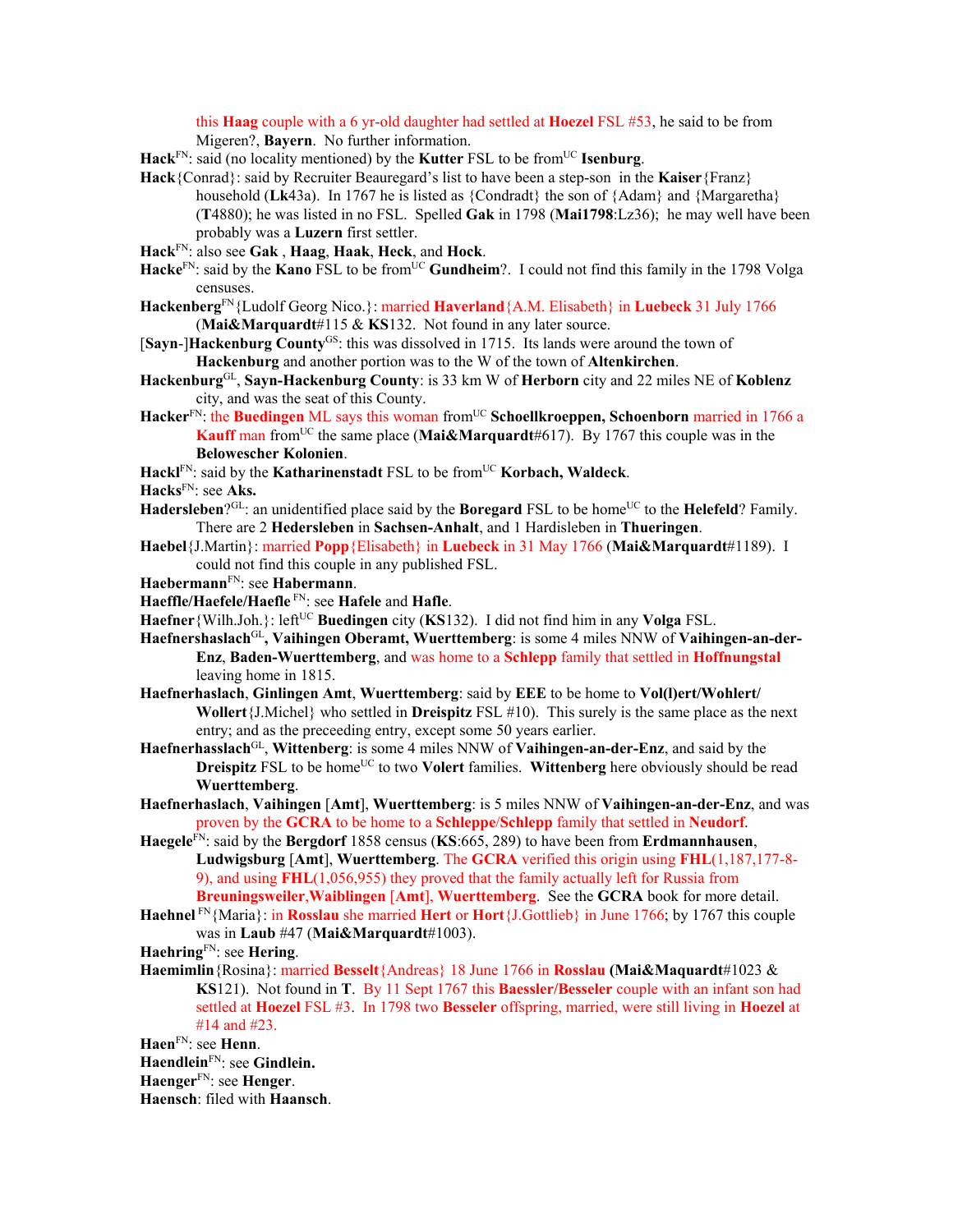this **Haag** couple with a 6 yr-old daughter had settled at **Hoezel** FSL #53, he said to be from Migeren?, **Bayern**. No further information.

**Hack**[FN]: said (no locality mentioned) by the **Kutter** FSL to be from[UC] **Isenburg**.

**Hack**{Conrad}: said by Recruiter Beauregard's list to have been a step-son in the **Kaiser**{Franz} household (**Lk**43a). In 1767 he is listed as {Condradt} the son of {Adam} and {Margaretha} (**T**4880); he was listed in no FSL. Spelled **Gak** in 1798 (**Mai1798**:Lz36); he may well have been probably was a **Luzern** first settler.

**Hack**[FN]: also see **Gak** , **Haag**, **Haak**, **Heck**, and **Hock**.

**Hacke**[FN]: said by the **Kano** FSL to be from[UC] **Gundheim**?. I could not find this family in the 1798 Volga censuses.

**Hackenberg**[FN]{Ludolf Georg Nico.}: married **Haverland**{A.M. Elisabeth} in **Luebeck** 31 July 1766 (**Mai&Marquardt**#115 & **KS**132. Not found in any later source.

[**Sayn**-]**Hackenburg County**[GS]: this was dissolved in 1715. Its lands were around the town of **Hackenburg** and another portion was to the W of the town of **Altenkirchen**.

**Hackenburg**[GL], **Sayn-Hackenburg County**: is 33 km W of **Herborn** city and 22 miles NE of **Koblenz** city, and was the seat of this County.

**Hacker**[FN]: the **Buedingen** ML says this woman from[UC] **Schoellkroeppen, Schoenborn** married in 1766 a **Kauff** man from[UC] the same place (**Mai&Marquardt**#617). By 1767 this couple was in the **Belowescher Kolonien**.

**Hackl**[FN]: said by the **Katharinenstadt** FSL to be from[UC] **Korbach, Waldeck**.

**Hacks**[FN]: see **Aks.**

**Hadersleben**?[GL]: an unidentified place said by the **Boregard** FSL to be home[UC] to the **Helefeld**? Family. There are 2 **Hedersleben** in **Sachsen-Anhalt**, and 1 Hardisleben in **Thueringen**.

**Haebel**{J.Martin}: married **Popp**{Elisabeth} in **Luebeck** in 31 May 1766 (**Mai&Marquardt**#1189). I could not find this couple in any published FSL.

**Haebermann**[FN]: see **Habermann**.

**Haeffle/Haefele/Haefle** [FN]: see **Hafele** and **Hafle**.

**Haefner**{Wilh.Joh.}: left[UC] **Buedingen** city (**KS**132). I did not find him in any **Volga** FSL.

**Haefnershaslach**[GL]**, Vaihingen Oberamt, Wuerttemberg**: is some 4 miles NNW of **Vaihingen-an-der-Enz**, **Baden-Wuerttemberg**, and was home to a **Schlepp** family that settled in **Hoffnungstal** leaving home in 1815.

**Haefnerhaslach**, **Ginlingen Amt**, **Wuerttemberg**: said by **EEE** to be home to **Vol(l)ert/Wohlert/ Wollert**{J.Michel} who settled in **Dreispitz** FSL #10). This surely is the same place as the next entry; and as the preceeding entry, except some 50 years earlier.

**Haefnerhasslach**[GL], **Wittenberg**: is some 4 miles NNW of **Vaihingen-an-der-Enz**, and said by the **Dreispitz** FSL to be home[UC] to two **Volert** families. **Wittenberg** here obviously should be read **Wuerttemberg**.

**Haefnerhaslach**, **Vaihingen** [**Amt**], **Wuerttemberg**: is 5 miles NNW of **Vaihingen-an-der-Enz**, and was proven by the **GCRA** to be home to a **Schleppe**/**Schlepp** family that settled in **Neudorf**.

**Haegele**[FN]: said by the **Bergdorf** 1858 census (**KS**:665, 289) to have been from **Erdmannhausen**, **Ludwigsburg** [**Amt**], **Wuerttemberg**. The **GCRA** verified this origin using **FHL**(1,187,177-8-9), and using **FHL**(1,056,955) they proved that the family actually left for Russia from **Breuningsweiler**,**Waiblingen** [**Amt**], **Wuerttemberg**. See the **GCRA** book for more detail.

**Haehnel** [FN]{Maria}: in **Rosslau** she married **Hert** or **Hort**{J.Gottlieb} in June 1766; by 1767 this couple was in **Laub** #47 (**Mai&Marquardt**#1003).

**Haehring**[FN]: see **Hering**.

**Haemimlin**{Rosina}: married **Besselt**{Andreas} 18 June 1766 in **Rosslau** (**Mai&Maquardt**#1023 & **KS**121). Not found in **T**. By 11 Sept 1767 this **Baessler/Besseler** couple with an infant son had settled at **Hoezel** FSL #3. In 1798 two **Besseler** offspring, married, were still living in **Hoezel** at #14 and #23.

**Haen**[FN]: see **Henn**.

**Haendlein**[FN]: see **Gindlein.**

**Haenger**[FN]: see **Henger**.

**Haensch**: filed with **Haansch**.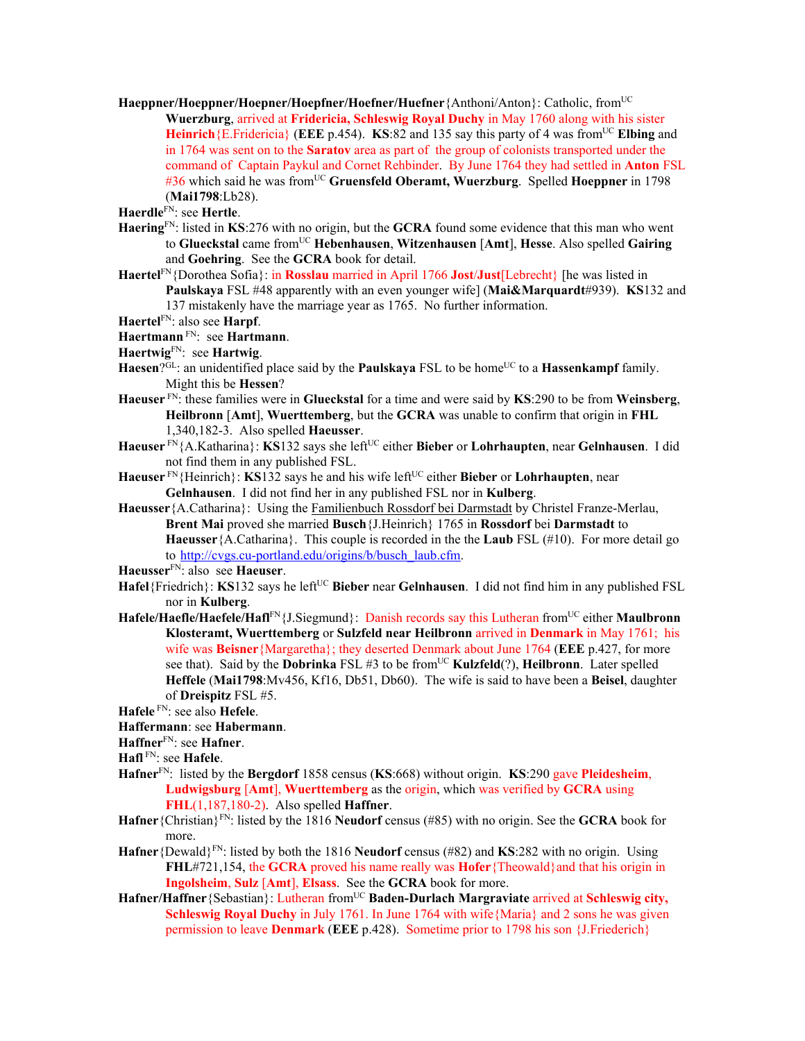**Haeppner/Hoeppner/Hoepner/Hoepfner/Hoefner/Huefner**{Anthoni/Anton}: Catholic, from[UC] **Wuerzburg**, arrived at **Fridericia, Schleswig Royal Duchy** in May 1760 along with his sister **Heinrich**{E.Fridericia} (**EEE** p.454). **KS**:82 and 135 say this party of 4 was from[UC] **Elbing** and in 1764 was sent on to the **Saratov** area as part of the group of colonists transported under the command of Captain Paykul and Cornet Rehbinder. By June 1764 they had settled in **Anton** FSL #36 which said he was from[UC] **Gruensfeld Oberamt, Wuerzburg**. Spelled **Hoeppner** in 1798 (**Mai1798**:Lb28).

**Haerdle**[FN]: see **Hertle**.

**Haering**[FN]: listed in **KS**:276 with no origin, but the **GCRA** found some evidence that this man who went to **Glueckstal** came from[UC] **Hebenhausen**, **Witzenhausen** [**Amt**], **Hesse**. Also spelled **Gairing** and **Goehring**. See the **GCRA** book for detail.

**Haertel**[FN]{Dorothea Sofia}: in **Rosslau** married in April 1766 **Jost**/**Just**[Lebrecht] [he was listed in **Paulskaya** FSL #48 apparently with an even younger wife] (**Mai&Marquardt**#939). **KS**132 and 137 mistakenly have the marriage year as 1765. No further information.

**Haertel**[FN]: also see **Harpf**.

**Haertmann**[FN]: see **Hartmann**.

**Haertwig**[FN]: see **Hartwig**.

**Haesen**?[GL]: an unidentified place said by the **Paulskaya** FSL to be home[UC] to a **Hassenkampf** family. Might this be **Hessen**?

**Haeuser**[FN]: these families were in **Glueckstal** for a time and were said by **KS**:290 to be from **Weinsberg**, **Heilbronn** [**Amt**], **Wuerttemberg**, but the **GCRA** was unable to confirm that origin in **FHL** 1,340,182-3. Also spelled **Haeusser**.

**Haeuser**[FN]{A.Katharina}: **KS**132 says she left[UC] either **Bieber** or **Lohrhaupten**, near **Gelnhausen**. I did not find them in any published FSL.

**Haeuser**[FN]{Heinrich}: **KS**132 says he and his wife left[UC] either **Bieber** or **Lohrhaupten**, near **Gelnhausen**. I did not find her in any published FSL nor in **Kulberg**.

**Haeusser**{A.Catharina}: Using the Familienbuch Rossdorf bei Darmstadt by Christel Franze-Merlau, **Brent Mai** proved she married **Busch**{J.Heinrich} 1765 in **Rossdorf** bei **Darmstadt** to **Haeusser**{A.Catharina}. This couple is recorded in the the **Laub** FSL (#10). For more detail go to http://cvgs.cu-portland.edu/origins/b/busch_laub.cfm.

**Haeusser**[FN]: also see **Haeuser**.

**Hafel**{Friedrich}: **KS**132 says he left[UC] **Bieber** near **Gelnhausen**. I did not find him in any published FSL nor in **Kulberg**.

**Hafele/Haefle/Haefele/Hafl**[FN]{J.Siegmund}: Danish records say this Lutheran from[UC] either **Maulbronn Klosteramt, Wuerttemberg** or **Sulzfeld near Heilbronn** arrived in **Denmark** in May 1761; his wife was **Beisner**{Margaretha}; they deserted Denmark about June 1764 (**EEE** p.427, for more see that). Said by the **Dobrinka** FSL #3 to be from[UC] **Kulzfeld**(?), **Heilbronn**. Later spelled **Heffele** (**Mai1798**:Mv456, Kf16, Db51, Db60). The wife is said to have been a **Beisel**, daughter of **Dreispitz** FSL #5.

**Hafele**[FN]: see also **Hefele**.

**Haffermann**: see **Habermann**.

**Haffner**[FN]: see **Hafner**.

**Hafl**[FN]: see **Hafele**.

**Hafner**[FN]: listed by the **Bergdorf** 1858 census (**KS**:668) without origin. **KS**:290 gave **Pleidesheim**, **Ludwigsburg** [**Amt**], **Wuerttemberg** as the origin, which was verified by **GCRA** using **FHL**(1,187,180-2). Also spelled **Haffner**.

**Hafner**{Christian}[FN]: listed by the 1816 **Neudorf** census (#85) with no origin. See the **GCRA** book for more.

**Hafner**{Dewald}[FN]: listed by both the 1816 **Neudorf** census (#82) and **KS**:282 with no origin. Using **FHL**#721,154, the **GCRA** proved his name really was **Hofer**{Theowald}and that his origin in **Ingolsheim**, **Sulz** [**Amt**], **Elsass**. See the **GCRA** book for more.

**Hafner/Haffner**{Sebastian}: Lutheran from[UC] **Baden-Durlach Margraviate** arrived at **Schleswig city, Schleswig Royal Duchy** in July 1761. In June 1764 with wife{Maria} and 2 sons he was given permission to leave **Denmark** (**EEE** p.428). Sometime prior to 1798 his son {J.Friederich}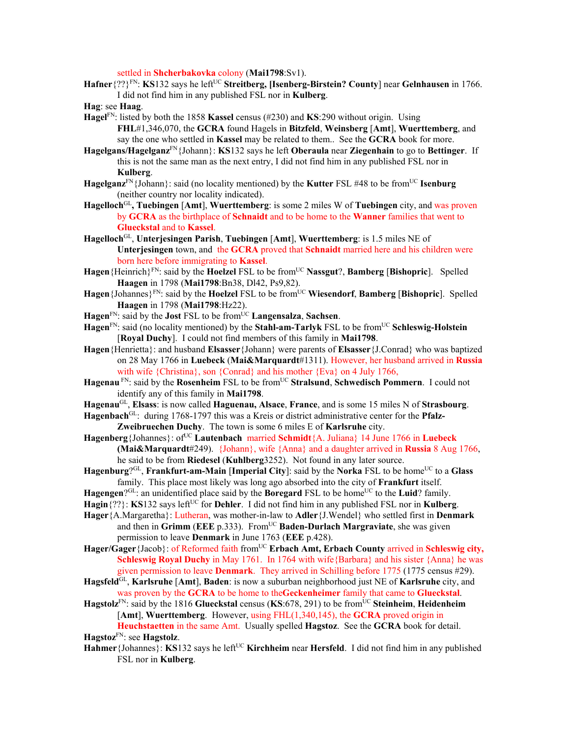settled in **Shcherbakovka** colony (**Mai1798**:Sv1).

**Hafner**{??}[FN]: **KS**132 says he left[UC] **Streitberg, [Isenberg-Birstein? County**] near **Gelnhausen** in 1766. I did not find him in any published FSL nor in **Kulberg**.

**Hag**: see **Haag**.

**Hagel**[FN]: listed by both the 1858 **Kassel** census (#230) and **KS**:290 without origin. Using **FHL**#1,346,070, the **GCRA** found Hagels in **Bitzfeld**, **Weinsberg** [**Amt**], **Wuerttemberg**, and say the one who settled in **Kassel** may be related to them.. See the **GCRA** book for more.

**Hagelgans/Hagelganz**[FN]{Johann}: **KS**132 says he left **Oberaula** near **Ziegenhain** to go to **Bettinger**. If this is not the same man as the next entry, I did not find him in any published FSL nor in **Kulberg**.

**Hagelganz**[FN]{Johann}: said (no locality mentioned) by the **Kutter** FSL #48 to be from[UC] **Isenburg** (neither country nor locality indicated).

**Hagelloch**[GL]**, Tuebingen** [**Amt**], **Wuerttemberg**: is some 2 miles W of **Tuebingen** city, and was proven by **GCRA** as the birthplace of **Schnaidt** and to be home to the **Wanner** families that went to **Glueckstal** and to **Kassel**.

**Hagelloch**[GL], **Unterjesingen Parish**, **Tuebingen** [**Amt**], **Wuerttemberg**: is 1.5 miles NE of **Unterjesingen** town, and the **GCRA** proved that **Schnaidt** married here and his children were born here before immigrating to **Kassel**.

**Hagen**{Heinrich}[FN]: said by the **Hoelzel** FSL to be from[UC] **Nassgut**?, **Bamberg** [**Bishopric**]. Spelled **Haagen** in 1798 (**Mai1798**:Bn38, Dl42, Ps9,82).

**Hagen**{Johannes}[FN]: said by the **Hoelzel** FSL to be from[UC] **Wiesendorf**, **Bamberg** [**Bishopric**]. Spelled **Haagen** in 1798 (**Mai1798**:Hz22).

**Hagen**[FN]: said by the **Jost** FSL to be from[UC] **Langensalza**, **Sachsen**.

**Hagen**[FN]: said (no locality mentioned) by the **Stahl-am-Tarlyk** FSL to be from[UC] **Schleswig-Holstein** [**Royal Duchy**]. I could not find members of this family in **Mai1798**.

**Hagen**{Henrietta}: and husband **Elsasser**{Johann} were parents of **Elsasser**{J.Conrad} who was baptized on 28 May 1766 in **Luebeck** (**Mai&Marquardt**#1311). However, her husband arrived in **Russia** with wife {Christina}, son {Conrad} and his mother {Eva} on 4 July 1766,

**Hagenau** [FN]: said by the **Rosenheim** FSL to be from[UC] **Stralsund**, **Schwedisch Pommern**. I could not identify any of this family in **Mai1798**.

**Hagenau**[GL], **Elsass**: is now called **Haguenau, Alsace**, **France**, and is some 15 miles N of **Strasbourg**.

**Hagenbach**[GL]: during 1768-1797 this was a Kreis or district administrative center for the **Pfalz-Zweibruechen Duchy**. The town is some 6 miles E of **Karlsruhe** city.

**Hagenberg**{Johannes}: of[UC] **Lautenbach** married **Schmidt**{A. Juliana} 14 June 1766 in **Luebeck** (**Mai&Marquardt**#249). {Johann}, wife {Anna} and a daughter arrived in **Russia** 8 Aug 1766, he said to be from **Riedesel** (**Kuhlberg**3252). Not found in any later source.

**Hagenburg**?[GL], **Frankfurt-am-Main** [**Imperial City**]: said by the **Norka** FSL to be home[UC] to a **Glass** family. This place most likely was long ago absorbed into the city of **Frankfurt** itself.

**Hagengen**?[GL]: an unidentified place said by the **Boregard** FSL to be home[UC] to the **Luid**? family.

**Hagin**{??}: **KS**132 says left[UC] for **Dehler**. I did not find him in any published FSL nor in **Kulberg**.

**Hager**{A.Margaretha}: Lutheran, was mother-in-law to **Adler**{J.Wendel} who settled first in **Denmark** and then in **Grimm** (**EEE** p.333). From[UC] **Baden-Durlach Margraviate**, she was given permission to leave **Denmark** in June 1763 (**EEE** p.428).

**Hager/Gager**{Jacob}: of Reformed faith from[UC] **Erbach Amt, Erbach County** arrived in **Schleswig city, Schleswig Royal Duchy** in May 1761. In 1764 with wife{Barbara} and his sister {Anna} he was given permission to leave **Denmark**. They arrived in Schilling before 1775 (1775 census #29).

**Hagsfeld**[GL], **Karlsruhe** [**Amt**], **Baden**: is now a suburban neighborhood just NE of **Karlsruhe** city, and was proven by the **GCRA** to be home to the**Geckenheimer** family that came to **Glueckstal**.

**Hagstolz**[FN]: said by the 1816 **Glueckstal** census (**KS**:678, 291) to be from[UC] **Steinheim**, **Heidenheim** [**Amt**], **Wuerttemberg**. However, using FHL(1,340,145), the **GCRA** proved origin in **Heuchstaetten** in the same Amt. Usually spelled **Hagstoz**. See the **GCRA** book for detail.

**Hagstoz**[FN]: see **Hagstolz**.

**Hahmer**{Johannes}: **KS**132 says he left[UC] **Kirchheim** near **Hersfeld**. I did not find him in any published FSL nor in **Kulberg**.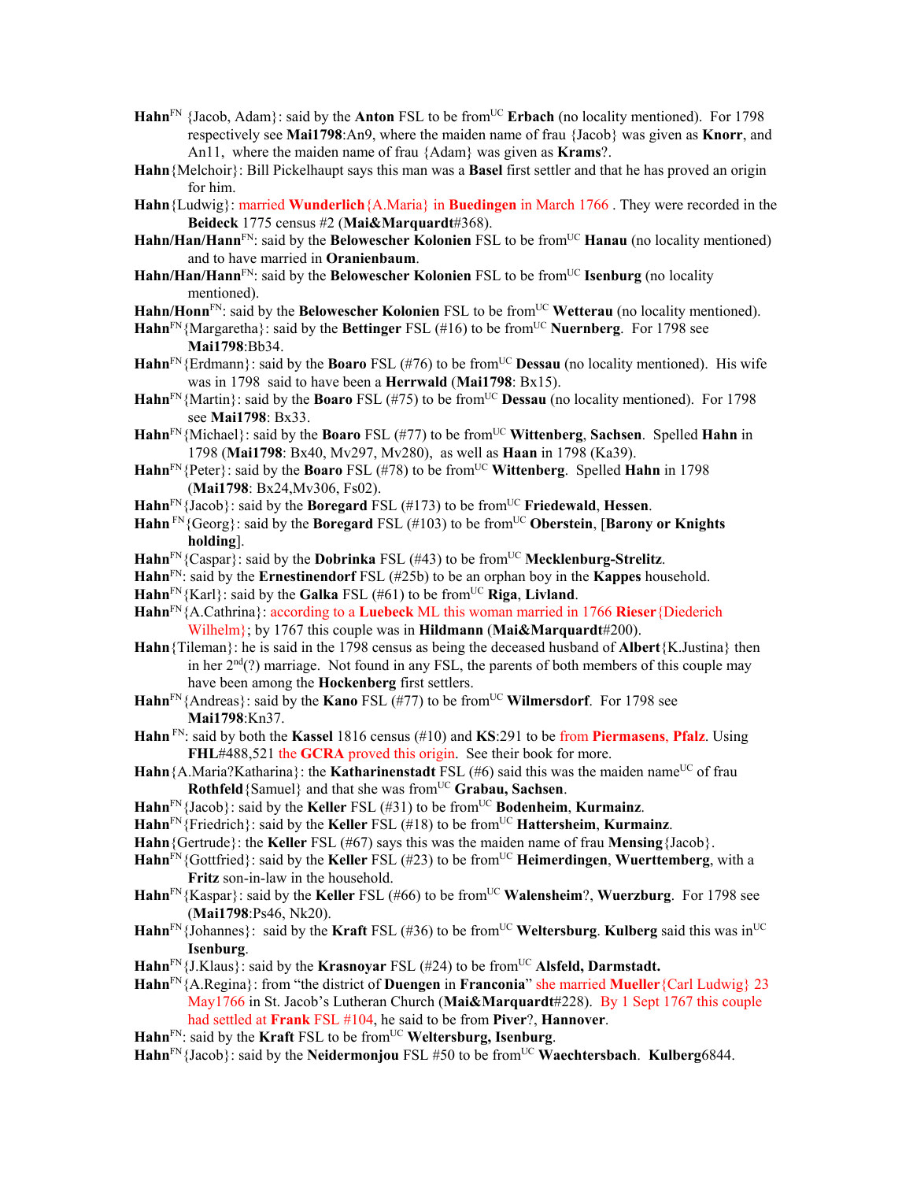**Hahn**[FN] {Jacob, Adam}: said by the **Anton** FSL to be from[UC] **Erbach** (no locality mentioned). For 1798 respectively see **Mai1798**:An9, where the maiden name of frau {Jacob} was given as **Knorr**, and An11, where the maiden name of frau {Adam} was given as **Krams**?.

**Hahn**{Melchoir}: Bill Pickelhaupt says this man was a **Basel** first settler and that he has proved an origin for him.

**Hahn**{Ludwig}: married **Wunderlich**{A.Maria} in **Buedingen** in March 1766 . They were recorded in the **Beideck** 1775 census #2 (**Mai&Marquardt**#368).

**Hahn/Han/Hann**[FN]: said by the **Belowescher Kolonien** FSL to be from[UC] **Hanau** (no locality mentioned) and to have married in **Oranienbaum**.

**Hahn/Han/Hann**[FN]: said by the **Belowescher Kolonien** FSL to be from[UC] **Isenburg** (no locality mentioned).

**Hahn/Honn**[FN]: said by the **Belowescher Kolonien** FSL to be from[UC] **Wetterau** (no locality mentioned).

**Hahn**[FN]{Margaretha}: said by the **Bettinger** FSL (#16) to be from[UC] **Nuernberg**. For 1798 see **Mai1798**:Bb34.

**Hahn**[FN]{Erdmann}: said by the **Boaro** FSL (#76) to be from[UC] **Dessau** (no locality mentioned). His wife was in 1798 said to have been a **Herrwald** (**Mai1798**: Bx15).

**Hahn**[FN]{Martin}: said by the **Boaro** FSL (#75) to be from[UC] **Dessau** (no locality mentioned). For 1798 see **Mai1798**: Bx33.

**Hahn**[FN]{Michael}: said by the **Boaro** FSL (#77) to be from[UC] **Wittenberg**, **Sachsen**. Spelled **Hahn** in 1798 (**Mai1798**: Bx40, Mv297, Mv280), as well as **Haan** in 1798 (Ka39).

**Hahn**[FN]{Peter}: said by the **Boaro** FSL (#78) to be from[UC] **Wittenberg**. Spelled **Hahn** in 1798 (**Mai1798**: Bx24,Mv306, Fs02).

**Hahn**[FN]{Jacob}: said by the **Boregard** FSL (#173) to be from[UC] **Friedewald**, **Hessen**.

**Hahn** [FN]{Georg}: said by the **Boregard** FSL (#103) to be from[UC] **Oberstein**, [**Barony or Knights holding**].

**Hahn**[FN]{Caspar}: said by the **Dobrinka** FSL (#43) to be from[UC] **Mecklenburg-Strelitz**.

**Hahn**[FN]: said by the **Ernestinendorf** FSL (#25b) to be an orphan boy in the **Kappes** household.

**Hahn**[FN]{Karl}: said by the **Galka** FSL (#61) to be from[UC] **Riga**, **Livland**.

**Hahn**[FN]{A.Cathrina}: according to a **Luebeck** ML this woman married in 1766 **Rieser**{Diederich Wilhelm}; by 1767 this couple was in **Hildmann** (**Mai&Marquardt**#200).

**Hahn**{Tileman}: he is said in the 1798 census as being the deceased husband of **Albert**{K.Justina} then in her 2[nd](?) marriage. Not found in any FSL, the parents of both members of this couple may have been among the **Hockenberg** first settlers.

**Hahn**[FN]{Andreas}: said by the **Kano** FSL (#77) to be from[UC] **Wilmersdorf**. For 1798 see **Mai1798**:Kn37.

**Hahn** [FN]: said by both the **Kassel** 1816 census (#10) and **KS**:291 to be from **Piermasens**, **Pfalz**. Using **FHL**#488,521 the **GCRA** proved this origin. See their book for more.

**Hahn**{A.Maria?Katharina}: the **Katharinenstadt** FSL (#6) said this was the maiden name[UC] of frau **Rothfeld**{Samuel} and that she was from[UC] **Grabau, Sachsen**.

**Hahn**[FN]{Jacob}: said by the **Keller** FSL (#31) to be from[UC] **Bodenheim**, **Kurmainz**.

**Hahn**[FN]{Friedrich}: said by the **Keller** FSL (#18) to be from[UC] **Hattersheim**, **Kurmainz**.

**Hahn**{Gertrude}: the **Keller** FSL (#67) says this was the maiden name of frau **Mensing**{Jacob}.

**Hahn**[FN]{Gottfried}: said by the **Keller** FSL (#23) to be from[UC] **Heimerdingen**, **Wuerttemberg**, with a **Fritz** son-in-law in the household.

**Hahn**[FN]{Kaspar}: said by the **Keller** FSL (#66) to be from[UC] **Walensheim**?, **Wuerzburg**. For 1798 see (**Mai1798**:Ps46, Nk20).

**Hahn**[FN]{Johannes}: said by the **Kraft** FSL (#36) to be from[UC] **Weltersburg**. **Kulberg** said this was in[UC] **Isenburg**.

**Hahn**[FN]{J.Klaus}: said by the **Krasnoyar** FSL (#24) to be from[UC] **Alsfeld, Darmstadt.**

**Hahn**[FN]{A.Regina}: from "the district of **Duengen** in **Franconia**" she married **Mueller**{Carl Ludwig} 23 May1766 in St. Jacob's Lutheran Church (**Mai&Marquardt**#228). By 1 Sept 1767 this couple had settled at **Frank** FSL #104, he said to be from **Piver**?, **Hannover**.

**Hahn**[FN]: said by the **Kraft** FSL to be from[UC] **Weltersburg, Isenburg**.

**Hahn**[FN]{Jacob}: said by the **Neidermonjou** FSL #50 to be from[UC] **Waechtersbach**. **Kulberg**6844.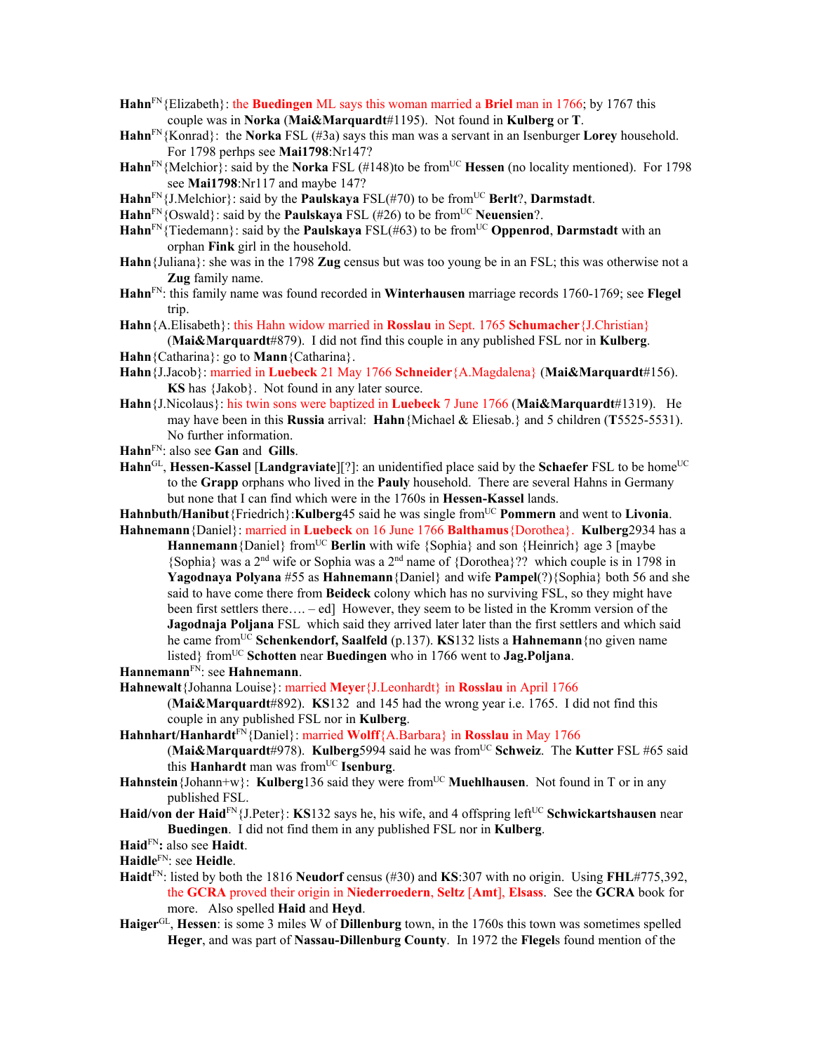**Hahn**[FN]{Elizabeth}: the **Buedingen** ML says this woman married a **Briel** man in 1766; by 1767 this couple was in **Norka** (**Mai&Marquardt**#1195). Not found in **Kulberg** or **T**.

**Hahn**[FN]{Konrad}: the **Norka** FSL (#3a) says this man was a servant in an Isenburger **Lorey** household. For 1798 perhps see **Mai1798**:Nr147?

**Hahn**[FN]{Melchior}: said by the **Norka** FSL (#148)to be from[UC] **Hessen** (no locality mentioned). For 1798 see **Mai1798**:Nr117 and maybe 147?

**Hahn**[FN]{J.Melchior}: said by the **Paulskaya** FSL(#70) to be from[UC] **Berlt**?, **Darmstadt**.

**Hahn**[FN]{Oswald}: said by the **Paulskaya** FSL (#26) to be from[UC] **Neuensien**?.

**Hahn**[FN]{Tiedemann}: said by the **Paulskaya** FSL(#63) to be from[UC] **Oppenrod**, **Darmstadt** with an orphan **Fink** girl in the household.

**Hahn**{Juliana}: she was in the 1798 **Zug** census but was too young be in an FSL; this was otherwise not a **Zug** family name.

**Hahn**[FN]: this family name was found recorded in **Winterhausen** marriage records 1760-1769; see **Flegel** trip.

**Hahn**{A.Elisabeth}: this Hahn widow married in **Rosslau** in Sept. 1765 **Schumacher**{J.Christian} (**Mai&Marquardt**#879). I did not find this couple in any published FSL nor in **Kulberg**.

**Hahn**{Catharina}: go to **Mann**{Catharina}.

**Hahn**{J.Jacob}: married in **Luebeck** 21 May 1766 **Schneider**{A.Magdalena} (**Mai&Marquardt**#156). **KS** has {Jakob}. Not found in any later source.

**Hahn**{J.Nicolaus}: his twin sons were baptized in **Luebeck** 7 June 1766 (**Mai&Marquardt**#1319). He may have been in this **Russia** arrival: **Hahn**{Michael & Eliesab.} and 5 children (**T**5525-5531). No further information.

**Hahn**[FN]: also see **Gan** and **Gills**.

**Hahn**[GL], **Hessen-Kassel** [**Landgraviate**][?]: an unidentified place said by the **Schaefer** FSL to be home[UC] to the **Grapp** orphans who lived in the **Pauly** household. There are several Hahns in Germany but none that I can find which were in the 1760s in **Hessen-Kassel** lands.

**Hahnbuth/Hanibut**{Friedrich}:**Kulberg**45 said he was single from[UC] **Pommern** and went to **Livonia**.

**Hahnemann**{Daniel}: married in **Luebeck** on 16 June 1766 **Balthamus**{Dorothea}. **Kulberg**2934 has a **Hannemann**{Daniel} from[UC] **Berlin** with wife {Sophia} and son {Heinrich} age 3 [maybe {Sophia} was a 2nd wife or Sophia was a 2nd name of {Dorothea}?? which couple is in 1798 in **Yagodnaya Polyana** #55 as **Hahnemann**{Daniel} and wife **Pampel**(?){Sophia} both 56 and she said to have come there from **Beideck** colony which has no surviving FSL, so they might have been first settlers there…. – ed] However, they seem to be listed in the Kromm version of the **Jagodnaja Poljana** FSL which said they arrived later later than the first settlers and which said he came from[UC] **Schenkendorf, Saalfeld** (p.137). **KS**132 lists a **Hahnemann**{no given name listed} from[UC] **Schotten** near **Buedingen** who in 1766 went to **Jag.Poljana**.

**Hannemann**[FN]: see **Hahnemann**.

**Hahnewalt**{Johanna Louise}: married **Meyer**{J.Leonhardt} in **Rosslau** in April 1766 (**Mai&Marquardt**#892). **KS**132 and 145 had the wrong year i.e. 1765. I did not find this couple in any published FSL nor in **Kulberg**.

**Hahnhart/Hanhardt**[FN]{Daniel}: married **Wolff**{A.Barbara} in **Rosslau** in May 1766 (**Mai&Marquardt**#978). **Kulberg**5994 said he was from[UC] **Schweiz**. The **Kutter** FSL #65 said this **Hanhardt** man was from[UC] **Isenburg**.

**Hahnstein**{Johann+w}: **Kulberg**136 said they were from[UC] **Muehlhausen**. Not found in T or in any published FSL.

**Haid/von der Haid**[FN]{J.Peter}: **KS**132 says he, his wife, and 4 offspring left[UC] **Schwickartshausen** near **Buedingen**. I did not find them in any published FSL nor in **Kulberg**.

**Haid**[FN]**:** also see **Haidt**.

**Haidle**[FN]: see **Heidle**.

**Haidt**[FN]: listed by both the 1816 **Neudorf** census (#30) and **KS**:307 with no origin. Using **FHL**#775,392, the **GCRA** proved their origin in **Niederroedern**, **Seltz** [**Amt**], **Elsass**. See the **GCRA** book for more. Also spelled **Haid** and **Heyd**.

**Haiger**[GL], **Hessen**: is some 3 miles W of **Dillenburg** town, in the 1760s this town was sometimes spelled **Heger**, and was part of **Nassau-Dillenburg County**. In 1972 the **Flegel**s found mention of the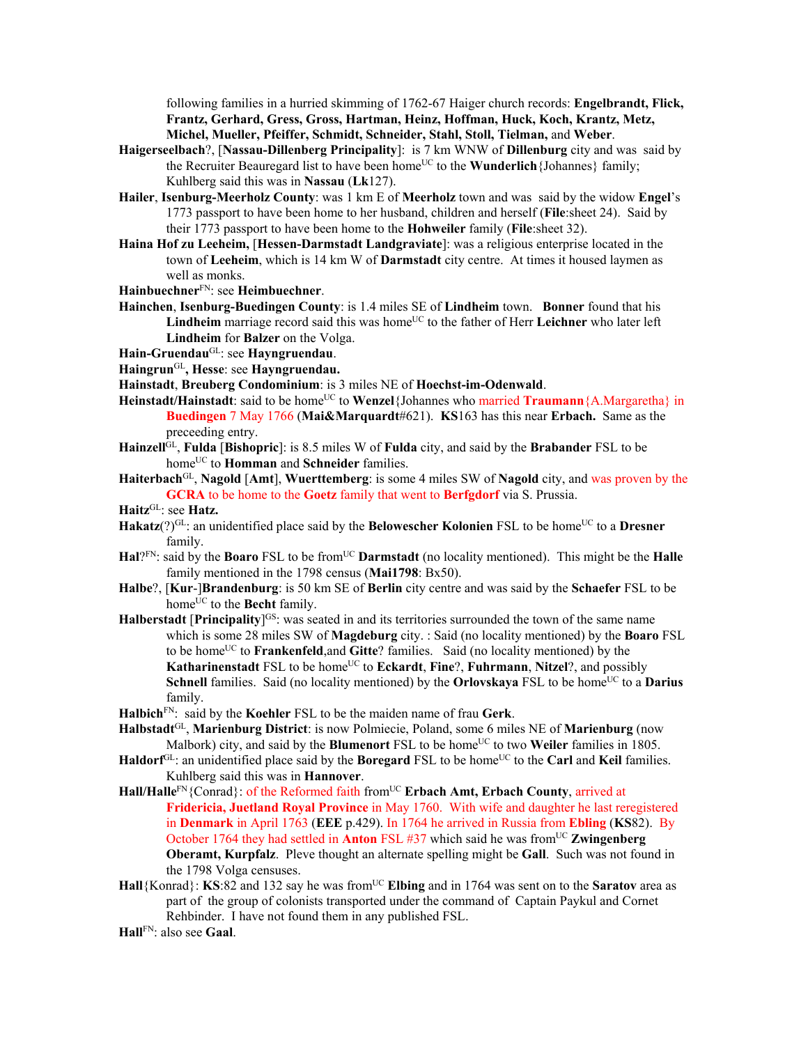following families in a hurried skimming of 1762-67 Haiger church records: **Engelbrandt, Flick, Frantz, Gerhard, Gress, Gross, Hartman, Heinz, Hoffman, Huck, Koch, Krantz, Metz, Michel, Mueller, Pfeiffer, Schmidt, Schneider, Stahl, Stoll, Tielman,** and **Weber**.

**Haigerseelbach**?, [**Nassau-Dillenberg Principality**]: is 7 km WNW of **Dillenburg** city and was said by the Recruiter Beauregard list to have been home[UC] to the **Wunderlich**{Johannes} family; Kuhlberg said this was in **Nassau** (**Lk**127).

**Hailer**, **Isenburg-Meerholz County**: was 1 km E of **Meerholz** town and was said by the widow **Engel**'s 1773 passport to have been home to her husband, children and herself (**File**:sheet 24). Said by their 1773 passport to have been home to the **Hohweiler** family (**File**:sheet 32).

**Haina Hof zu Leeheim,** [**Hessen-Darmstadt Landgraviate**]: was a religious enterprise located in the town of **Leeheim**, which is 14 km W of **Darmstadt** city centre. At times it housed laymen as well as monks.

**Hainbuechner**[FN]: see **Heimbuechner**.

**Hainchen**, **Isenburg-Buedingen County**: is 1.4 miles SE of **Lindheim** town. **Bonner** found that his **Lindheim** marriage record said this was home[UC] to the father of Herr **Leichner** who later left **Lindheim** for **Balzer** on the Volga.

**Hain-Gruendau**[GL]: see **Hayngruendau**.

**Haingrun**[GL], **Hesse**: see **Hayngruendau.**

**Hainstadt**, **Breuberg Condominium**: is 3 miles NE of **Hoechst-im-Odenwald**.

**Heinstadt/Hainstadt**: said to be home[UC] to **Wenzel**{Johannes who married **Traumann**{A.Margaretha} in **Buedingen** 7 May 1766 (**Mai&Marquardt**#621). **KS**163 has this near **Erbach.** Same as the preceeding entry.

**Hainzell**[GL], **Fulda** [**Bishopric**]: is 8.5 miles W of **Fulda** city, and said by the **Brabander** FSL to be home[UC] to **Homman** and **Schneider** families.

**Haiterbach**[GL], **Nagold** [**Amt**], **Wuerttemberg**: is some 4 miles SW of **Nagold** city, and was proven by the **GCRA** to be home to the **Goetz** family that went to **Berfgdorf** via S. Prussia.

**Haitz**[GL]: see **Hatz.**

**Hakatz**(?)[GL]: an unidentified place said by the **Belowescher Kolonien** FSL to be home[UC] to a **Dresner** family.

**Hal**?[FN]: said by the **Boaro** FSL to be from[UC] **Darmstadt** (no locality mentioned). This might be the **Halle** family mentioned in the 1798 census (**Mai1798**: Bx50).

**Halbe**?, [**Kur**-]**Brandenburg**: is 50 km SE of **Berlin** city centre and was said by the **Schaefer** FSL to be home[UC] to the **Becht** family.

**Halberstadt** [**Principality**][GS]: was seated in and its territories surrounded the town of the same name which is some 28 miles SW of **Magdeburg** city. : Said (no locality mentioned) by the **Boaro** FSL to be home[UC] to **Frankenfeld**,and **Gitte**? families. Said (no locality mentioned) by the **Katharinenstadt** FSL to be home[UC] to **Eckardt**, **Fine**?, **Fuhrmann**, **Nitzel**?, and possibly **Schnell** families. Said (no locality mentioned) by the **Orlovskaya** FSL to be home[UC] to a **Darius** family.

**Halbich**[FN]: said by the **Koehler** FSL to be the maiden name of frau **Gerk**.

**Halbstadt**[GL], **Marienburg District**: is now Polmiecie, Poland, some 6 miles NE of **Marienburg** (now Malbork) city, and said by the **Blumenort** FSL to be home[UC] to two **Weiler** families in 1805.

**Haldorf**[GL]: an unidentified place said by the **Boregard** FSL to be home[UC] to the **Carl** and **Keil** families. Kuhlberg said this was in **Hannover**.

**Hall/Halle**[FN]{Conrad}: of the Reformed faith from[UC] **Erbach Amt, Erbach County**, arrived at **Fridericia, Juetland Royal Province** in May 1760. With wife and daughter he last reregistered in **Denmark** in April 1763 (**EEE** p.429). In 1764 he arrived in Russia from **Ebling** (**KS**82). By October 1764 they had settled in **Anton** FSL #37 which said he was from[UC] **Zwingenberg Oberamt, Kurpfalz**. Pleve thought an alternate spelling might be **Gall**. Such was not found in the 1798 Volga censuses.

**Hall**{Konrad}: **KS**:82 and 132 say he was from[UC] **Elbing** and in 1764 was sent on to the **Saratov** area as part of the group of colonists transported under the command of Captain Paykul and Cornet Rehbinder. I have not found them in any published FSL.

**Hall**[FN]: also see **Gaal**.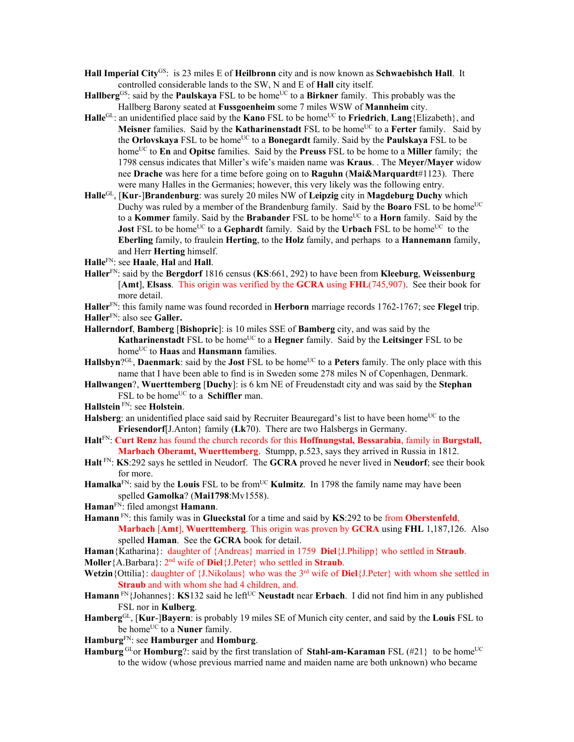**Hall Imperial City**[GS]: is 23 miles E of **Heilbronn** city and is now known as **Schwaebishch Hall**. It controlled considerable lands to the SW, N and E of **Hall** city itself.

**Hallberg**[GS]: said by the **Paulskaya** FSL to be home[UC] to a **Birkner** family. This probably was the Hallberg Barony seated at **Fussgoenheim** some 7 miles WSW of **Mannheim** city.

**Halle**[GL]: an unidentified place said by the **Kano** FSL to be home[UC] to **Friedrich**, **Lang**{Elizabeth}, and **Meisner** families. Said by the **Katharinenstadt** FSL to be home[UC] to a **Ferter** family. Said by the **Orlovskaya** FSL to be home[UC] to a **Bonegardt** family. Said by the **Paulskaya** FSL to be home[UC] to **En** and **Opitsc** families. Said by the **Preuss** FSL to be home to a **Miller** family; the 1798 census indicates that Miller's wife's maiden name was **Kraus**. . The **Meyer/Mayer** widow nee **Drache** was here for a time before going on to **Raguhn** (**Mai&Marquardt**#1123). There were many Halles in the Germanies; however, this very likely was the following entry.

**Halle**[GL], [**Kur**-]**Brandenburg**: was surely 20 miles NW of **Leipzig** city in **Magdeburg Duchy** which Duchy was ruled by a member of the Brandenburg family. Said by the **Boaro** FSL to be home[UC] to a **Kommer** family. Said by the **Brabander** FSL to be home[UC] to a **Horn** family. Said by the **Jost** FSL to be home[UC] to a **Gephardt** family. Said by the **Urbach** FSL to be home[UC] to the **Eberling** family, to fraulein **Herting**, to the **Holz** family, and perhaps to a **Hannemann** family, and Herr **Herting** himself.

**Halle**[FN]: see **Haale**, **Hal** and **Hall**.

**Haller**[FN]: said by the **Bergdorf** 1816 census (**KS**:661, 292) to have been from **Kleeburg**, **Weissenburg** [**Amt**], **Elsass**. This origin was verified by the **GCRA** using **FHL**(745,907). See their book for more detail.

**Haller**[FN]: this family name was found recorded in **Herborn** marriage records 1762-1767; see **Flegel** trip.

**Haller**[FN]: also see **Galler.**

**Hallerndorf**, **Bamberg** [**Bishopric**]: is 10 miles SSE of **Bamberg** city, and was said by the **Katharinenstadt** FSL to be home[UC] to a **Hegner** family. Said by the **Leitsinger** FSL to be home[UC] to **Haas** and **Hansmann** families.

**Hallsbyn**?[GL], **Daenmark**: said by the **Jost** FSL to be home[UC] to a **Peters** family. The only place with this name that I have been able to find is in Sweden some 278 miles N of Copenhagen, Denmark.

**Hallwangen**?, **Wuerttemberg** [**Duchy**]: is 6 km NE of Freudenstadt city and was said by the **Stephan** FSL to be home[UC] to a **Schiffler** man.

**Hallstein** [FN]: see **Holstein**.

**Halsberg**: an unidentified place said said by Recruiter Beauregard's list to have been home[UC] to the **Friesendorf**[J.Anton} family (**Lk**70). There are two Halsbergs in Germany.

**Halt**[FN]: **Curt Renz** has found the church records for this **Hoffnungstal, Bessarabia**, family in **Burgstall, Marbach Oberamt, Wuerttemberg**. Stumpp, p.523, says they arrived in Russia in 1812.

**Halt** [FN]: **KS**:292 says he settled in Neudorf. The **GCRA** proved he never lived in **Neudorf**; see their book for more.

**Hamalka**[FN]: said by the **Louis** FSL to be from[UC] **Kulmitz**. In 1798 the family name may have been spelled **Gamolka**? (**Mai1798**:Mv1558).

**Haman**[FN]: filed amongst **Hamann**.

**Hamann** [FN]: this family was in **Glueckstal** for a time and said by **KS**:292 to be from **Oberstenfeld**, **Marbach [Amt]**, **Wuerttemberg**. This origin was proven by **GCRA** using **FHL** 1,187,126. Also spelled **Haman**. See the **GCRA** book for detail.

**Haman**{Katharina}: daughter of {Andreas} married in 1759 **Diel**{J.Philipp} who settled in **Straub**.

**Moller**{A.Barbara}: 2nd wife of **Diel**{J.Peter} who settled in **Straub**.

**Wetzin**{Ottilia}: daughter of {J.Nikolaus} who was the 3rd wife of **Diel**{J.Peter} with whom she settled in **Straub** and with whom she had 4 children, and.

**Hamann** [FN]{Johannes}: **KS**132 said he left[UC] **Neustadt** near **Erbach**. I did not find him in any published FSL nor in **Kulberg**.

**Hamberg**[GL], [**Kur**-]**Bayern**: is probably 19 miles SE of Munich city center, and said by the **Louis** FSL to be home[UC] to a **Nuner** family.

**Hamburg**[FN]: see **Hamburger** and **Homburg**.

**Hamburg** [GL]or **Homburg**?: said by the first translation of **Stahl-am-Karaman** FSL (#21} to be home[UC] to the widow (whose previous married name and maiden name are both unknown) who became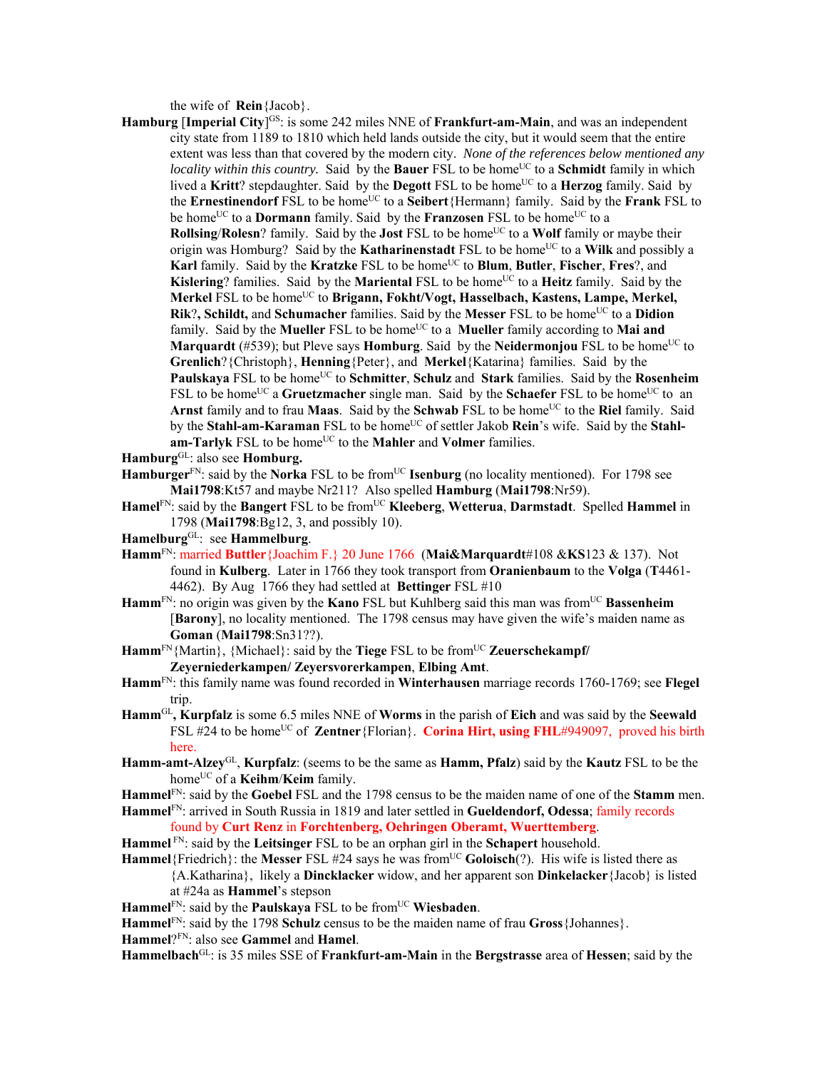the wife of **Rein**{Jacob}.

**Hamburg** [**Imperial City**][GS]: is some 242 miles NNE of **Frankfurt-am-Main**, and was an independent city state from 1189 to 1810 which held lands outside the city, but it would seem that the entire extent was less than that covered by the modern city. *None of the references below mentioned any locality within this country.* Said by the **Bauer** FSL to be home[UC] to a **Schmidt** family in which lived a **Kritt**? stepdaughter. Said by the **Degott** FSL to be home[UC] to a **Herzog** family. Said by the **Ernestinendorf** FSL to be home[UC] to a **Seibert**{Hermann} family. Said by the **Frank** FSL to be home[UC] to a **Dormann** family. Said by the **Franzosen** FSL to be home[UC] to a **Rollsing**/**Rolesn**? family. Said by the **Jost** FSL to be home[UC] to a **Wolf** family or maybe their origin was Homburg? Said by the **Katharinenstadt** FSL to be home[UC] to a **Wilk** and possibly a **Karl** family. Said by the **Kratzke** FSL to be home[UC] to **Blum**, **Butler**, **Fischer**, **Fres**?, and **Kislering**? families. Said by the **Mariental** FSL to be home[UC] to a **Heitz** family. Said by the **Merkel** FSL to be home[UC] to **Brigann, Fokht/Vogt, Hasselbach, Kastens, Lampe, Merkel, Rik**?**, Schildt,** and **Schumacher** families. Said by the **Messer** FSL to be home[UC] to a **Didion** family. Said by the **Mueller** FSL to be home[UC] to a **Mueller** family according to **Mai and Marquardt** (#539); but Pleve says **Homburg**. Said by the **Neidermonjou** FSL to be home[UC] to **Grenlich**?{Christoph}, **Henning**{Peter}, and **Merkel**{Katarina} families. Said by the **Paulskaya** FSL to be home[UC] to **Schmitter**, **Schulz** and **Stark** families. Said by the **Rosenheim** FSL to be home[UC] a **Gruetzmacher** single man. Said by the **Schaefer** FSL to be home[UC] to an **Arnst** family and to frau **Maas**. Said by the **Schwab** FSL to be home[UC] to the **Riel** family. Said by the **Stahl-am-Karaman** FSL to be home[UC] of settler Jakob **Rein**'s wife. Said by the **Stahl-am-Tarlyk** FSL to be home[UC] to the **Mahler** and **Volmer** families.

**Hamburg**[GL]: also see **Homburg.**

**Hamburger**[FN]: said by the **Norka** FSL to be from[UC] **Isenburg** (no locality mentioned). For 1798 see **Mai1798**:Kt57 and maybe Nr211? Also spelled **Hamburg** (**Mai1798**:Nr59).

**Hamel**[FN]: said by the **Bangert** FSL to be from[UC] **Kleeberg**, **Wetterua**, **Darmstadt**. Spelled **Hammel** in 1798 (**Mai1798**:Bg12, 3, and possibly 10).

**Hamelburg**[GL]: see **Hammelburg**.

**Hamm**[FN]: married **Buttler**{Joachim F.} 20 June 1766 (**Mai&Marquardt**#108 &**KS**123 & 137). Not found in **Kulberg**. Later in 1766 they took transport from **Oranienbaum** to the **Volga** (**T**4461-4462). By Aug 1766 they had settled at **Bettinger** FSL #10

**Hamm**[FN]: no origin was given by the **Kano** FSL but Kuhlberg said this man was from[UC] **Bassenheim** [**Barony**], no locality mentioned. The 1798 census may have given the wife's maiden name as **Goman** (**Mai1798**:Sn31??).

**Hamm**[FN]{Martin}, {Michael}: said by the **Tiege** FSL to be from[UC] **Zeuerschekampf/ Zeyerniederkampen/ Zeyersvorerkampen**, **Elbing Amt**.

**Hamm**[FN]: this family name was found recorded in **Winterhausen** marriage records 1760-1769; see **Flegel** trip.

**Hamm**[GL]**, Kurpfalz** is some 6.5 miles NNE of **Worms** in the parish of **Eich** and was said by the **Seewald** FSL #24 to be home[UC] of **Zentner**{Florian}. **Corina Hirt, using FHL**#949097, proved his birth here.

**Hamm-amt-Alzey**[GL], **Kurpfalz**: (seems to be the same as **Hamm, Pfalz**) said by the **Kautz** FSL to be the home[UC] of a **Keihm**/**Keim** family.

**Hammel**[FN]: said by the **Goebel** FSL and the 1798 census to be the maiden name of one of the **Stamm** men.

**Hammel**[FN]: arrived in South Russia in 1819 and later settled in **Gueldendorf, Odessa**; family records found by **Curt Renz** in **Forchtenberg, Oehringen Oberamt, Wuerttemberg**.

**Hammel** [FN]: said by the **Leitsinger** FSL to be an orphan girl in the **Schapert** household.

**Hammel**{Friedrich}: the **Messer** FSL #24 says he was from[UC] **Goloisch**(?). His wife is listed there as {A.Katharina}, likely a **Dincklacker** widow, and her apparent son **Dinkelacker**{Jacob} is listed at #24a as **Hammel**'s stepson

**Hammel**[FN]: said by the **Paulskaya** FSL to be from[UC] **Wiesbaden**.

**Hammel**[FN]: said by the 1798 **Schulz** census to be the maiden name of frau **Gross**{Johannes}.

**Hammel**?[FN]: also see **Gammel** and **Hamel**.

**Hammelbach**[GL]: is 35 miles SSE of **Frankfurt-am-Main** in the **Bergstrasse** area of **Hessen**; said by the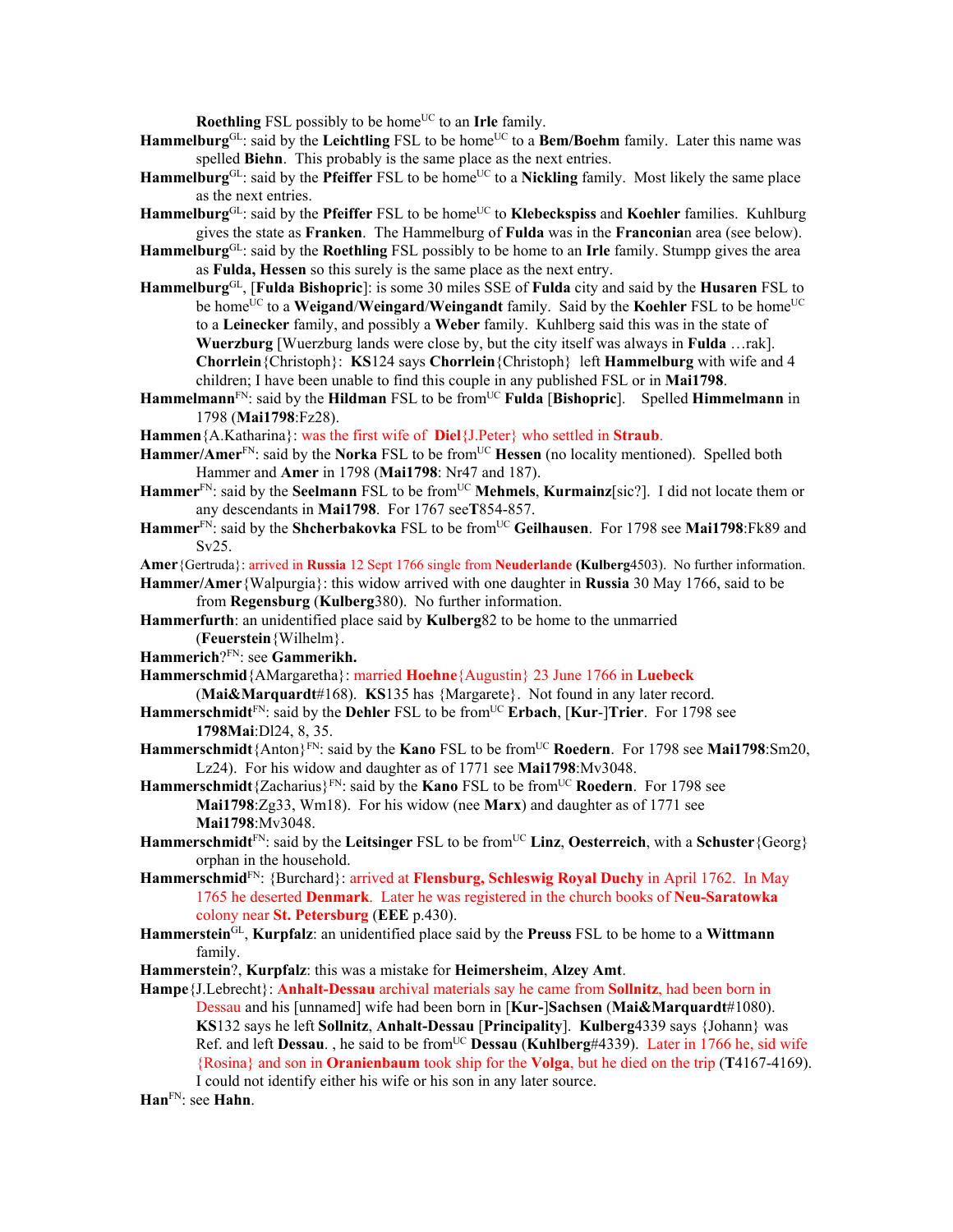**Roethling** FSL possibly to be home[UC] to an **Irle** family.

**Hammelburg**[GL]: said by the **Leichtling** FSL to be home[UC] to a **Bem/Boehm** family. Later this name was spelled **Biehn**. This probably is the same place as the next entries.

**Hammelburg**[GL]: said by the **Pfeiffer** FSL to be home[UC] to a **Nickling** family. Most likely the same place as the next entries.

**Hammelburg**[GL]: said by the **Pfeiffer** FSL to be home[UC] to **Klebeckspiss** and **Koehler** families. Kuhlburg gives the state as **Franken**. The Hammelburg of **Fulda** was in the **Franconia**n area (see below).

**Hammelburg**[GL]: said by the **Roethling** FSL possibly to be home to an **Irle** family. Stumpp gives the area as **Fulda, Hessen** so this surely is the same place as the next entry.

**Hammelburg**[GL], [**Fulda Bishopric**]: is some 30 miles SSE of **Fulda** city and said by the **Husaren** FSL to be home[UC] to a **Weigand**/**Weingard**/**Weingandt** family. Said by the **Koehler** FSL to be home[UC] to a **Leinecker** family, and possibly a **Weber** family. Kuhlberg said this was in the state of **Wuerzburg** [Wuerzburg lands were close by, but the city itself was always in **Fulda** …rak]. **Chorrlein**{Christoph}: **KS**124 says **Chorrlein**{Christoph} left **Hammelburg** with wife and 4 children; I have been unable to find this couple in any published FSL or in **Mai1798**.

**Hammelmann**[FN]: said by the **Hildman** FSL to be from[UC] **Fulda** [**Bishopric**]. Spelled **Himmelmann** in 1798 (**Mai1798**:Fz28).

**Hammen**{A.Katharina}: was the first wife of **Diel**{J.Peter} who settled in **Straub**.

**Hammer/Amer**[FN]: said by the **Norka** FSL to be from[UC] **Hessen** (no locality mentioned). Spelled both Hammer and **Amer** in 1798 (**Mai1798**: Nr47 and 187).

**Hammer**[FN]: said by the **Seelmann** FSL to be from[UC] **Mehmels**, **Kurmainz**[sic?]. I did not locate them or any descendants in **Mai1798**. For 1767 see**T**854-857.

**Hammer**[FN]: said by the **Shcherbakovka** FSL to be from[UC] **Geilhausen**. For 1798 see **Mai1798**:Fk89 and Sv25.

**Amer**{Gertruda}: arrived in **Russia** 12 Sept 1766 single from **Neuderlande** (**Kulberg**4503). No further information.

**Hammer/Amer**{Walpurgia}: this widow arrived with one daughter in **Russia** 30 May 1766, said to be from **Regensburg** (**Kulberg**380). No further information.

**Hammerfurth**: an unidentified place said by **Kulberg**82 to be home to the unmarried (**Feuerstein**{Wilhelm}.

**Hammerich**?[FN]: see **Gammerikh.**

**Hammerschmid**{AMargaretha}: married **Hoehne**{Augustin} 23 June 1766 in **Luebeck** (**Mai&Marquardt**#168). **KS**135 has {Margarete}. Not found in any later record.

**Hammerschmidt**[FN]: said by the **Dehler** FSL to be from[UC] **Erbach**, [**Kur**-]**Trier**. For 1798 see **1798Mai**:Dl24, 8, 35.

**Hammerschmidt**{Anton}[FN]: said by the **Kano** FSL to be from[UC] **Roedern**. For 1798 see **Mai1798**:Sm20, Lz24). For his widow and daughter as of 1771 see **Mai1798**:Mv3048.

**Hammerschmidt**{Zacharius}[FN]: said by the **Kano** FSL to be from[UC] **Roedern**. For 1798 see **Mai1798**:Zg33, Wm18). For his widow (nee **Marx**) and daughter as of 1771 see **Mai1798**:Mv3048.

**Hammerschmidt**[FN]: said by the **Leitsinger** FSL to be from[UC] **Linz**, **Oesterreich**, with a **Schuster**{Georg} orphan in the household.

**Hammerschmid**[FN]: {Burchard}: arrived at **Flensburg, Schleswig Royal Duchy** in April 1762. In May 1765 he deserted **Denmark**. Later he was registered in the church books of **Neu-Saratowka** colony near **St. Petersburg** (**EEE** p.430).

**Hammerstein**[GL], **Kurpfalz**: an unidentified place said by the **Preuss** FSL to be home to a **Wittmann** family.

**Hammerstein**?, **Kurpfalz**: this was a mistake for **Heimersheim**, **Alzey Amt**.

**Hampe**{J.Lebrecht}: **Anhalt-Dessau** archival materials say he came from **Sollnitz**, had been born in Dessau and his [unnamed] wife had been born in [**Kur-**]**Sachsen** (**Mai&Marquardt**#1080). **KS**132 says he left **Sollnitz**, **Anhalt-Dessau** [**Principality**]. **Kulberg**4339 says {Johann} was Ref. and left **Dessau**. , he said to be from[UC] **Dessau** (**Kuhlberg**#4339). Later in 1766 he, sid wife {Rosina} and son in **Oranienbaum** took ship for the **Volga**, but he died on the trip (**T**4167-4169). I could not identify either his wife or his son in any later source.

**Han**[FN]: see **Hahn**.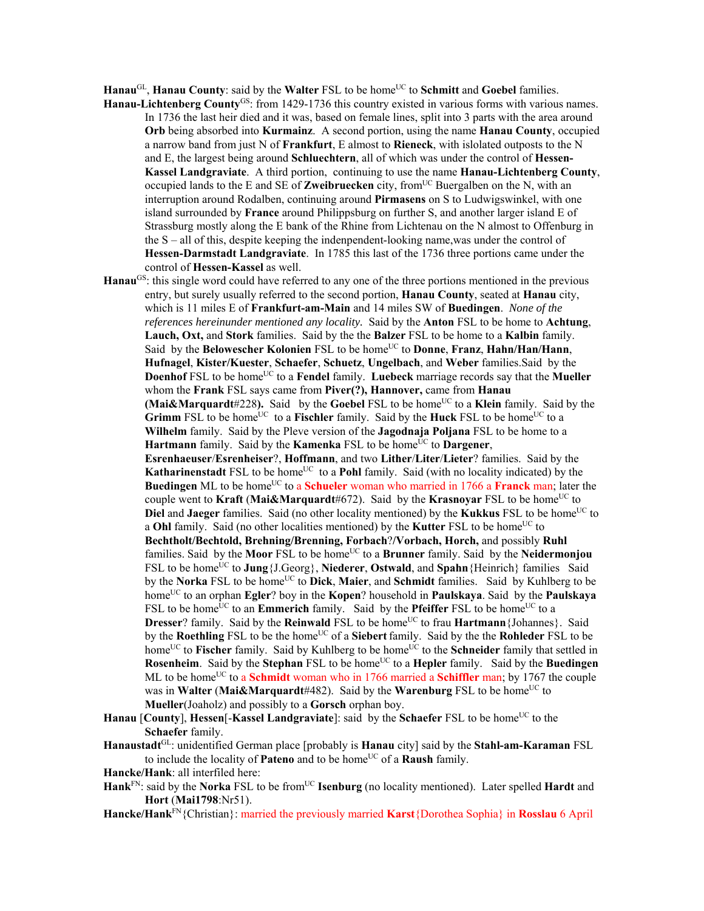**Hanau**[GL], **Hanau County**: said by the **Walter** FSL to be home[UC] to **Schmitt** and **Goebel** families.

**Hanau-Lichtenberg County**[GS]: from 1429-1736 this country existed in various forms with various names. In 1736 the last heir died and it was, based on female lines, split into 3 parts with the area around **Orb** being absorbed into **Kurmainz**. A second portion, using the name **Hanau County**, occupied a narrow band from just N of **Frankfurt**, E almost to **Rieneck**, with islolated outposts to the N and E, the largest being around **Schluechtern**, all of which was under the control of **Hessen-Kassel Landgraviate**. A third portion, continuing to use the name **Hanau-Lichtenberg County**, occupied lands to the E and SE of **Zweibruecken** city, from[UC] Buergalben on the N, with an interruption around Rodalben, continuing around **Pirmasens** on S to Ludwigswinkel, with one island surrounded by **France** around Philippsburg on further S, and another larger island E of Strassburg mostly along the E bank of the Rhine from Lichtenau on the N almost to Offenburg in the S – all of this, despite keeping the indenpendent-looking name,was under the control of **Hessen-Darmstadt Landgraviate**. In 1785 this last of the 1736 three portions came under the control of **Hessen-Kassel** as well.

**Hanau**[GS]: this single word could have referred to any one of the three portions mentioned in the previous entry, but surely usually referred to the second portion, **Hanau County**, seated at **Hanau** city, which is 11 miles E of **Frankfurt-am-Main** and 14 miles SW of **Buedingen**. *None of the references hereinunder mentioned any locality.* Said by the **Anton** FSL to be home to **Achtung**, **Lauch, Oxt,** and **Stork** families. Said by the the **Balzer** FSL to be home to a **Kalbin** family. Said by the **Belowescher Kolonien** FSL to be home[UC] to **Donne**, **Franz**, **Hahn/Han/Hann**, **Hufnagel**, **Kister/Kuester**, **Schaefer**, **Schuetz**, **Ungelbach**, and **Weber** families.Said by the **Doenhof** FSL to be home[UC] to a **Fendel** family. **Luebeck** marriage records say that the **Mueller** whom the **Frank** FSL says came from **Piver(?), Hannover,** came from **Hanau (Mai&Marquardt**#228**)**. Said by the **Goebel** FSL to be home[UC] to a **Klein** family. Said by the **Grimm** FSL to be home[UC] to a **Fischler** family. Said by the **Huck** FSL to be home[UC] to a **Wilhelm** family. Said by the Pleve version of the **Jagodnaja Poljana** FSL to be home to a **Hartmann** family. Said by the **Kamenka** FSL to be home[UC] to **Dargener**, **Esrenhaeuser**/**Esrenheiser**?, **Hoffmann**, and two **Lither**/**Liter**/**Lieter**? families. Said by the **Katharinenstadt** FSL to be home[UC] to a **Pohl** family. Said (with no locality indicated) by the **Buedingen** ML to be home[UC] to a **Schueler** woman who married in 1766 a **Franck** man; later the couple went to **Kraft** (**Mai&Marquardt**#672). Said by the **Krasnoyar** FSL to be home[UC] to **Diel** and **Jaeger** families. Said (no other locality mentioned) by the **Kukkus** FSL to be home[UC] to a **Ohl** family. Said (no other localities mentioned) by the **Kutter** FSL to be home[UC] to **Bechtholt/Bechtold, Brehning/Brenning, Forbach**?/**Vorbach, Horch,** and possibly **Ruhl** families. Said by the **Moor** FSL to be home[UC] to a **Brunner** family. Said by the **Neidermonjou** FSL to be home[UC] to **Jung**{J.Georg}, **Niederer**, **Ostwald**, and **Spahn**{Heinrich} families Said by the **Norka** FSL to be home[UC] to **Dick**, **Maier**, and **Schmidt** families. Said by Kuhlberg to be home[UC] to an orphan **Egler**? boy in the **Kopen**? household in **Paulskaya**. Said by the **Paulskaya** FSL to be home[UC] to an **Emmerich** family. Said by the **Pfeiffer** FSL to be home[UC] to a **Dresser**? family. Said by the **Reinwald** FSL to be home[UC] to frau **Hartmann**{Johannes}. Said by the **Roethling** FSL to be the home[UC] of a **Siebert** family. Said by the the **Rohleder** FSL to be home[UC] to **Fischer** family. Said by Kuhlberg to be home[UC] to the **Schneider** family that settled in **Rosenheim**. Said by the **Stephan** FSL to be home[UC] to a **Hepler** family. Said by the **Buedingen** ML to be home[UC] to a **Schmidt** woman who in 1766 married a **Schiffler** man; by 1767 the couple was in **Walter** (**Mai&Marquardt**#482). Said by the **Warenburg** FSL to be home[UC] to **Mueller**(Joaholz) and possibly to a **Gorsch** orphan boy.

**Hanau** [**County**], **Hessen**[-**Kassel Landgraviate**]: said by the **Schaefer** FSL to be home[UC] to the **Schaefer** family.

**Hanaustadt**[GL]: unidentified German place [probably is **Hanau** city] said by the **Stahl-am-Karaman** FSL to include the locality of **Pateno** and to be home[UC] of a **Raush** family.

**Hancke/Hank**: all interfiled here:

**Hank**[FN]: said by the **Norka** FSL to be from[UC] **Isenburg** (no locality mentioned). Later spelled **Hardt** and **Hort** (**Mai1798**:Nr51).

**Hancke/Hank**[FN]{Christian}: married the previously married **Karst**{Dorothea Sophia} in **Rosslau** 6 April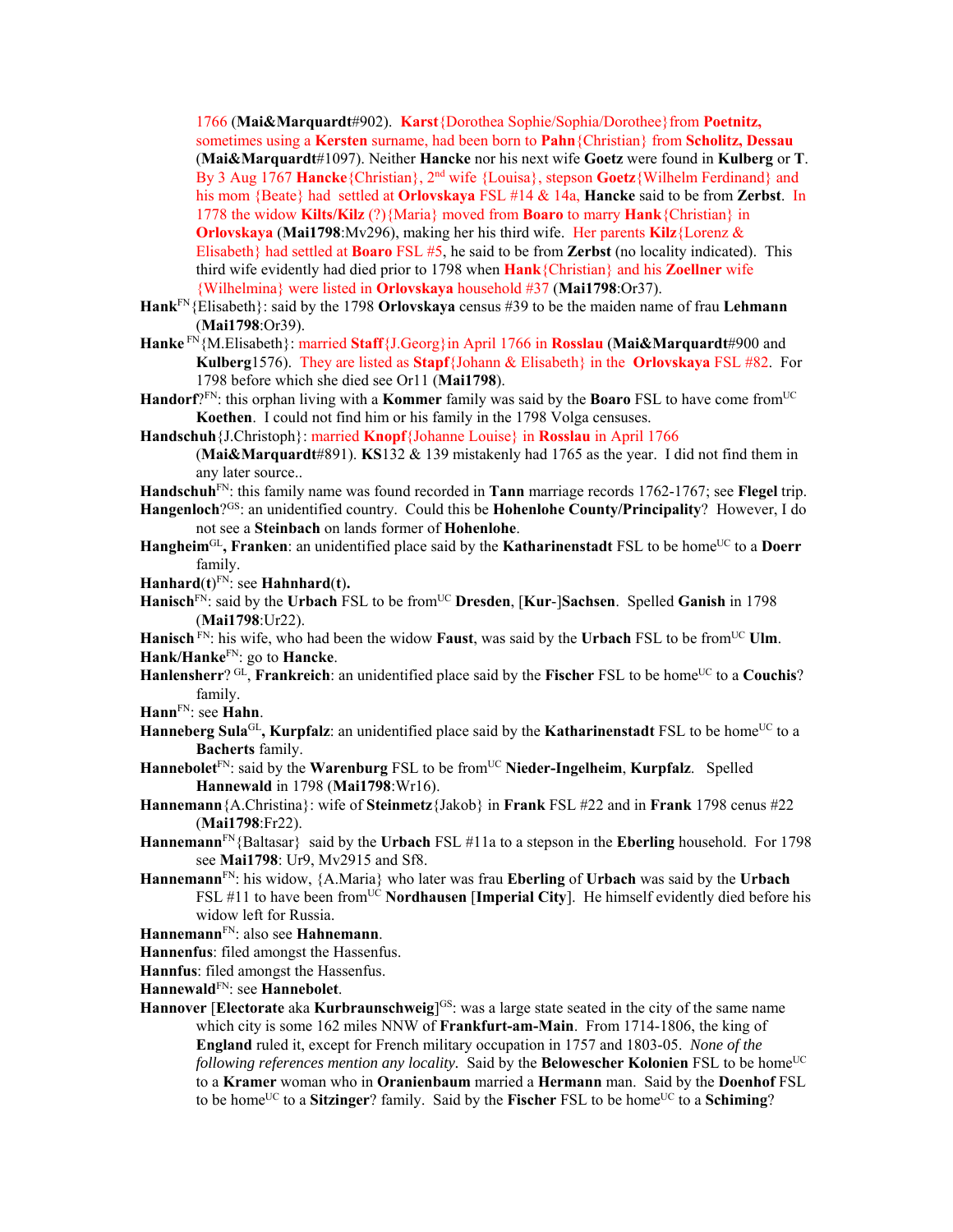1766 (**Mai&Marquardt**#902). **Karst**{Dorothea Sophie/Sophia/Dorothee}from **Poetnitz,** sometimes using a **Kersten** surname, had been born to **Pahn**{Christian} from **Scholitz, Dessau** (**Mai&Marquardt**#1097). Neither **Hancke** nor his next wife **Goetz** were found in **Kulberg** or **T**. By 3 Aug 1767 **Hancke**{Christian}, 2nd wife {Louisa}, stepson **Goetz**{Wilhelm Ferdinand} and his mom {Beate} had settled at **Orlovskaya** FSL #14 & 14a, **Hancke** said to be from **Zerbst**. In 1778 the widow **Kilts/Kilz** (?){Maria} moved from **Boaro** to marry **Hank**{Christian} in **Orlovskaya** (**Mai1798**:Mv296), making her his third wife. Her parents **Kilz**{Lorenz & Elisabeth} had settled at **Boaro** FSL #5, he said to be from **Zerbst** (no locality indicated). This third wife evidently had died prior to 1798 when **Hank**{Christian} and his **Zoellner** wife {Wilhelmina} were listed in **Orlovskaya** household #37 (**Mai1798**:Or37).

**Hank**FN{Elisabeth}: said by the 1798 **Orlovskaya** census #39 to be the maiden name of frau **Lehmann** (**Mai1798**:Or39).

**Hanke** FN{M.Elisabeth}: married **Staff**{J.Georg}in April 1766 in **Rosslau** (**Mai&Marquardt**#900 and **Kulberg**1576). They are listed as **Stapf**{Johann & Elisabeth} in the **Orlovskaya** FSL #82. For 1798 before which she died see Or11 (**Mai1798**).

**Handorf**?FN: this orphan living with a **Kommer** family was said by the **Boaro** FSL to have come fromUC **Koethen**. I could not find him or his family in the 1798 Volga censuses.

**Handschuh**{J.Christoph}: married **Knopf**{Johanne Louise} in **Rosslau** in April 1766 (**Mai&Marquardt**#891). **KS**132 & 139 mistakenly had 1765 as the year. I did not find them in any later source..

**Handschuh**FN: this family name was found recorded in **Tann** marriage records 1762-1767; see **Flegel** trip.

**Hangenloch**?GS: an unidentified country. Could this be **Hohenlohe County/Principality**? However, I do not see a **Steinbach** on lands former of **Hohenlohe**.

**Hangheim**GL**, Franken**: an unidentified place said by the **Katharinenstadt** FSL to be homeUC to a **Doerr** family.

**Hanhard(t)**FN: see **Hahnhard(t).**

**Hanisch**FN: said by the **Urbach** FSL to be fromUC **Dresden**, [**Kur**-]**Sachsen**. Spelled **Ganish** in 1798 (**Mai1798**:Ur22).

**Hanisch** FN: his wife, who had been the widow **Faust**, was said by the **Urbach** FSL to be fromUC **Ulm**.

**Hank/Hanke**FN: go to **Hancke**.

**Hanlensherr**? GL, **Frankreich**: an unidentified place said by the **Fischer** FSL to be homeUC to a **Couchis**? family.

**Hann**FN: see **Hahn**.

**Hanneberg Sula**GL**, Kurpfalz**: an unidentified place said by the **Katharinenstadt** FSL to be homeUC to a **Bacherts** family.

**Hannebolet**FN: said by the **Warenburg** FSL to be fromUC **Nieder-Ingelheim**, **Kurpfalz**. Spelled **Hannewald** in 1798 (**Mai1798**:Wr16).

**Hannemann**{A.Christina}: wife of **Steinmetz**{Jakob} in **Frank** FSL #22 and in **Frank** 1798 cenus #22 (**Mai1798**:Fr22).

**Hannemann**FN{Baltasar} said by the **Urbach** FSL #11a to a stepson in the **Eberling** household. For 1798 see **Mai1798**: Ur9, Mv2915 and Sf8.

**Hannemann**FN: his widow, {A.Maria} who later was frau **Eberling** of **Urbach** was said by the **Urbach** FSL #11 to have been fromUC **Nordhausen** [**Imperial City**]. He himself evidently died before his widow left for Russia.

**Hannemann**FN: also see **Hahnemann**.

**Hannenfus**: filed amongst the Hassenfus.

**Hannfus**: filed amongst the Hassenfus.

**Hannewald**FN: see **Hannebolet**.

**Hannover** [**Electorate** aka **Kurbraunschweig**]GS: was a large state seated in the city of the same name which city is some 162 miles NNW of **Frankfurt-am-Main**. From 1714-1806, the king of **England** ruled it, except for French military occupation in 1757 and 1803-05. *None of the following references mention any locality.* Said by the **Belowescher Kolonien** FSL to be homeUC to a **Kramer** woman who in **Oranienbaum** married a **Hermann** man. Said by the **Doenhof** FSL to be homeUC to a **Sitzinger**? family. Said by the **Fischer** FSL to be homeUC to a **Schiming**?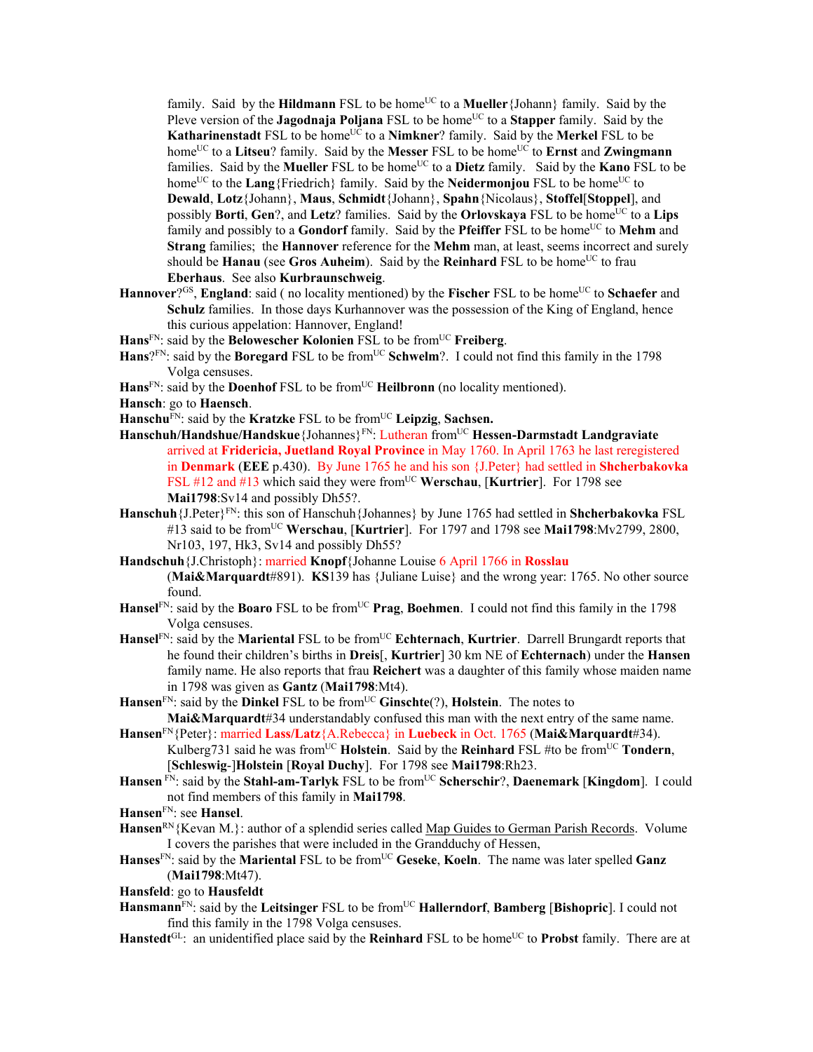family. Said by the **Hildmann** FSL to be home[UC] to a **Mueller**{Johann} family. Said by the Pleve version of the **Jagodnaja Poljana** FSL to be home[UC] to a **Stapper** family. Said by the **Katharinenstadt** FSL to be home[UC] to a **Nimkner**? family. Said by the **Merkel** FSL to be home[UC] to a **Litseu**? family. Said by the **Messer** FSL to be home[UC] to **Ernst** and **Zwingmann** families. Said by the **Mueller** FSL to be home[UC] to a **Dietz** family. Said by the **Kano** FSL to be home[UC] to the **Lang**{Friedrich} family. Said by the **Neidermonjou** FSL to be home[UC] to **Dewald**, **Lotz**{Johann}, **Maus**, **Schmidt**{Johann}, **Spahn**{Nicolaus}, **Stoffel**[**Stoppel**], and possibly **Borti**, **Gen**?, and **Letz**? families. Said by the **Orlovskaya** FSL to be home[UC] to a **Lips** family and possibly to a **Gondorf** family. Said by the **Pfeiffer** FSL to be home[UC] to **Mehm** and **Strang** families; the **Hannover** reference for the **Mehm** man, at least, seems incorrect and surely should be **Hanau** (see **Gros Auheim**). Said by the **Reinhard** FSL to be home[UC] to frau **Eberhaus**. See also **Kurbraunschweig**.

**Hannover**?[GS], **England**: said ( no locality mentioned) by the **Fischer** FSL to be home[UC] to **Schaefer** and **Schulz** families. In those days Kurhannover was the possession of the King of England, hence this curious appelation: Hannover, England!

**Hans**[FN]: said by the **Belowescher Kolonien** FSL to be from[UC] **Freiberg**.

**Hans**?[FN]: said by the **Boregard** FSL to be from[UC] **Schwelm**?. I could not find this family in the 1798 Volga censuses.

**Hans**[FN]: said by the **Doenhof** FSL to be from[UC] **Heilbronn** (no locality mentioned).

**Hansch**: go to **Haensch**.

**Hanschu**[FN]: said by the **Kratzke** FSL to be from[UC] **Leipzig**, **Sachsen.**

**Hanschuh/Handshue/Handskue**{Johannes}[FN]: Lutheran from[UC] **Hessen-Darmstadt Landgraviate** arrived at **Fridericia, Juetland Royal Province** in May 1760. In April 1763 he last reregistered in **Denmark** (**EEE** p.430). By June 1765 he and his son {J.Peter} had settled in **Shcherbakovka** FSL #12 and #13 which said they were from[UC] **Werschau**, [**Kurtrier**]. For 1798 see **Mai1798**:Sv14 and possibly Dh55?.

**Hanschuh**{J.Peter}[FN]: this son of Hanschuh{Johannes} by June 1765 had settled in **Shcherbakovka** FSL #13 said to be from[UC] **Werschau**, [**Kurtrier**]. For 1797 and 1798 see **Mai1798**:Mv2799, 2800, Nr103, 197, Hk3, Sv14 and possibly Dh55?

**Handschuh**{J.Christoph}: married **Knopf**{Johanne Louise 6 April 1766 in **Rosslau** (**Mai&Marquardt**#891). **KS**139 has {Juliane Luise} and the wrong year: 1765. No other source found.

**Hansel**[FN]: said by the **Boaro** FSL to be from[UC] **Prag**, **Boehmen**. I could not find this family in the 1798 Volga censuses.

**Hansel**[FN]: said by the **Mariental** FSL to be from[UC] **Echternach**, **Kurtrier**. Darrell Brungardt reports that he found their children's births in **Dreis**[, **Kurtrier**] 30 km NE of **Echternach**) under the **Hansen** family name. He also reports that frau **Reichert** was a daughter of this family whose maiden name in 1798 was given as **Gantz** (**Mai1798**:Mt4).

**Hansen**[FN]: said by the **Dinkel** FSL to be from[UC] **Ginschte**(?), **Holstein**. The notes to **Mai&Marquardt**#34 understandably confused this man with the next entry of the same name.

**Hansen**[FN]{Peter}: married **Lass/Latz**{A.Rebecca} in **Luebeck** in Oct. 1765 (**Mai&Marquardt**#34). Kulberg731 said he was from[UC] **Holstein**. Said by the **Reinhard** FSL #to be from[UC] **Tondern**, [**Schleswig-**]**Holstein** [**Royal Duchy**]. For 1798 see **Mai1798**:Rh23.

**Hansen** [FN]: said by the **Stahl-am-Tarlyk** FSL to be from[UC] **Scherschir**?, **Daenemark** [**Kingdom**]. I could not find members of this family in **Mai1798**.

**Hansen**[FN]: see **Hansel**.

**Hansen**[RN]{Kevan M.}: author of a splendid series called Map Guides to German Parish Records. Volume I covers the parishes that were included in the Grandduchy of Hessen,

**Hanses**[FN]: said by the **Mariental** FSL to be from[UC] **Geseke**, **Koeln**. The name was later spelled **Ganz** (**Mai1798**:Mt47).

**Hansfeld**: go to **Hausfeldt**

**Hansmann**[FN]: said by the **Leitsinger** FSL to be from[UC] **Hallerndorf**, **Bamberg** [**Bishopric**]. I could not find this family in the 1798 Volga censuses.

**Hanstedt**[GL]: an unidentified place said by the **Reinhard** FSL to be home[UC] to **Probst** family. There are at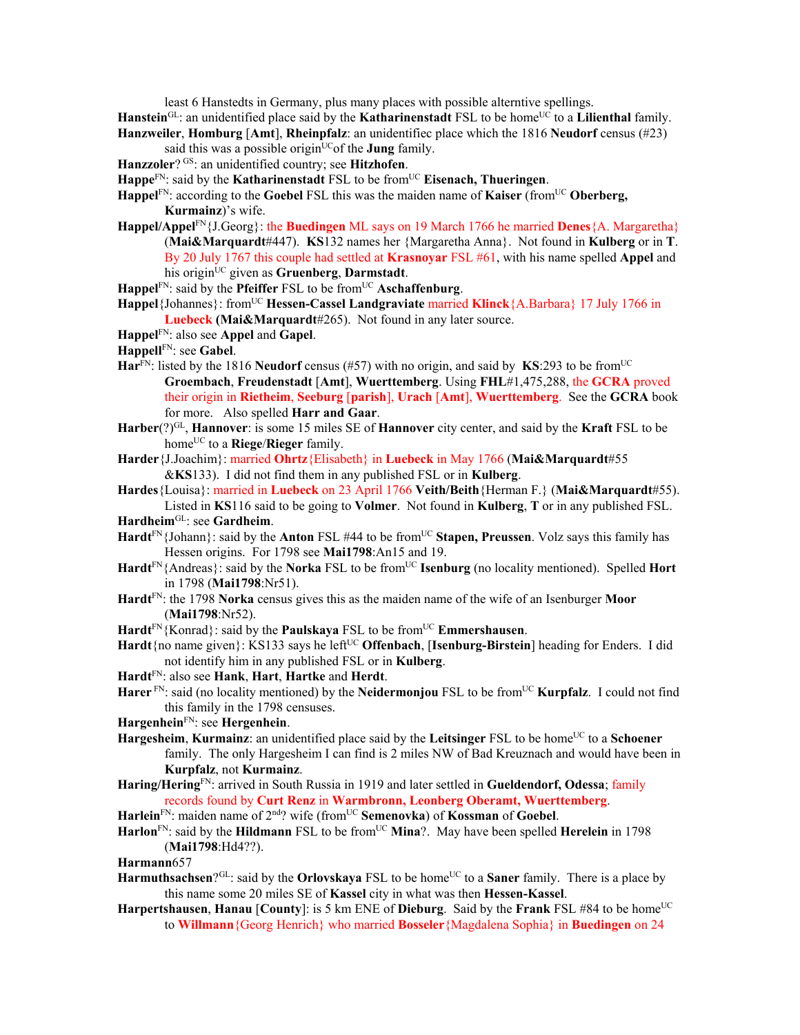least 6 Hanstedts in Germany, plus many places with possible alterntive spellings.

**Hanstein**GL: an unidentified place said by the **Katharinenstadt** FSL to be homeUC to a **Lilienthal** family.

**Hanzweiler**, **Homburg** [**Amt**], **Rheinpfalz**: an unidentifiec place which the 1816 **Neudorf** census (#23) said this was a possible originUC of the **Jung** family.

**Hanzzoler**? GS: an unidentified country; see **Hitzhofen**.

**Happe**FN: said by the **Katharinenstadt** FSL to be fromUC **Eisenach, Thueringen**.

**Happel**FN: according to the **Goebel** FSL this was the maiden name of **Kaiser** (fromUC **Oberberg, Kurmainz**)'s wife.

**Happel/Appel**FN{J.Georg}: the **Buedingen** ML says on 19 March 1766 he married **Denes**{A. Margaretha} (**Mai&Marquardt**#447). **KS**132 names her {Margaretha Anna}. Not found in **Kulberg** or in **T**. By 20 July 1767 this couple had settled at **Krasnoyar** FSL #61, with his name spelled **Appel** and his originUC given as **Gruenberg**, **Darmstadt**.

**Happel**FN: said by the **Pfeiffer** FSL to be fromUC **Aschaffenburg**.

**Happel**{Johannes}: fromUC **Hessen-Cassel Landgraviate** married **Klinck**{A.Barbara} 17 July 1766 in **Luebeck** (**Mai&Marquardt**#265). Not found in any later source.

**Happel**FN: also see **Appel** and **Gapel**.

**Happell**FN: see **Gabel**.

**Har**FN: listed by the 1816 **Neudorf** census (#57) with no origin, and said by **KS**:293 to be fromUC **Groembach**, **Freudenstadt** [**Amt**], **Wuerttemberg**. Using **FHL**#1,475,288, the **GCRA** proved their origin in **Rietheim**, **Seeburg** [**parish**], **Urach** [**Amt**], **Wuerttemberg**. See the **GCRA** book for more. Also spelled **Harr and Gaar**.

**Harber**(?)GL, **Hannover**: is some 15 miles SE of **Hannover** city center, and said by the **Kraft** FSL to be homeUC to a **Riege**/**Rieger** family.

**Harder**{J.Joachim}: married **Ohrtz**{Elisabeth} in **Luebeck** in May 1766 (**Mai&Marquardt**#55 &**KS**133). I did not find them in any published FSL or in **Kulberg**.

**Hardes**{Louisa}: married in **Luebeck** on 23 April 1766 **Veith/Beith**{Herman F.} (**Mai&Marquardt**#55). Listed in **KS**116 said to be going to **Volmer**. Not found in **Kulberg**, **T** or in any published FSL.

**Hardheim**GL: see **Gardheim**.

**Hardt**FN{Johann}: said by the **Anton** FSL #44 to be fromUC **Stapen, Preussen**. Volz says this family has Hessen origins. For 1798 see **Mai1798**:An15 and 19.

**Hardt**FN{Andreas}: said by the **Norka** FSL to be fromUC **Isenburg** (no locality mentioned). Spelled **Hort** in 1798 (**Mai1798**:Nr51).

**Hardt**FN: the 1798 **Norka** census gives this as the maiden name of the wife of an Isenburger **Moor** (**Mai1798**:Nr52).

**Hardt**FN{Konrad}: said by the **Paulskaya** FSL to be fromUC **Emmershausen**.

**Hardt**{no name given}: KS133 says he leftUC **Offenbach**, [**Isenburg-Birstein**] heading for Enders. I did not identify him in any published FSL or in **Kulberg**.

**Hardt**FN: also see **Hank**, **Hart**, **Hartke** and **Herdt**.

**Harer** FN: said (no locality mentioned) by the **Neidermonjou** FSL to be fromUC **Kurpfalz**. I could not find this family in the 1798 censuses.

**Hargenhein**FN: see **Hergenhein**.

**Hargesheim**, **Kurmainz**: an unidentified place said by the **Leitsinger** FSL to be homeUC to a **Schoener** family. The only Hargesheim I can find is 2 miles NW of Bad Kreuznach and would have been in **Kurpfalz**, not **Kurmainz**.

**Haring/Hering**FN: arrived in South Russia in 1919 and later settled in **Gueldendorf, Odessa**; family records found by **Curt Renz** in **Warmbronn, Leonberg Oberamt, Wuerttemberg**.

**Harlein**FN: maiden name of 2nd? wife (fromUC **Semenovka**) of **Kossman** of **Goebel**.

**Harlon**FN: said by the **Hildmann** FSL to be fromUC **Mina**?. May have been spelled **Herelein** in 1798 (**Mai1798**:Hd4??).

**Harmann**657

**Harmuthsachsen**?GL: said by the **Orlovskaya** FSL to be homeUC to a **Saner** family. There is a place by this name some 20 miles SE of **Kassel** city in what was then **Hessen-Kassel**.

**Harpertshausen**, **Hanau** [**County**]: is 5 km ENE of **Dieburg**. Said by the **Frank** FSL #84 to be homeUC to **Willmann**{Georg Henrich} who married **Bosseler**{Magdalena Sophia} in **Buedingen** on 24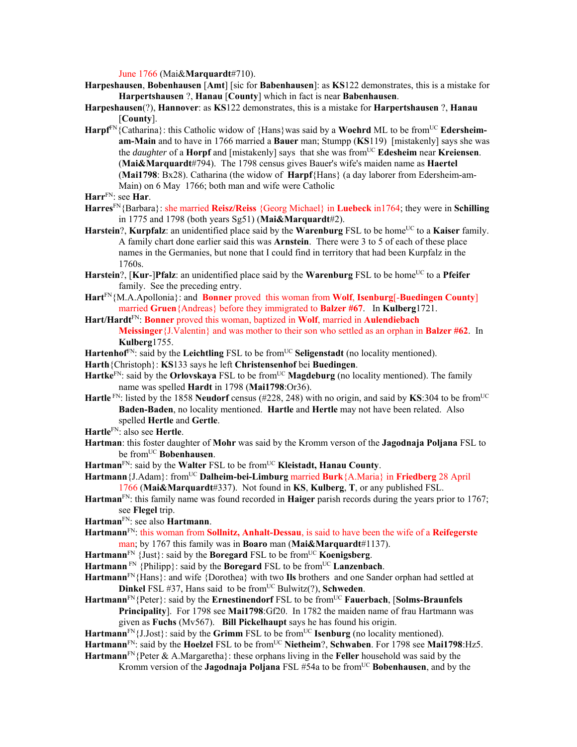June 1766 (Mai&**Marquardt**#710).

**Harpeshausen**, **Bobenhausen** [**Amt**] [sic for **Babenhausen**]: as **KS**122 demonstrates, this is a mistake for **Harpertshausen** ?, **Hanau** [**County**] which in fact is near **Babenhausen**.

**Harpeshausen**(?), **Hannover**: as **KS**122 demonstrates, this is a mistake for **Harpertshausen** ?, **Hanau** [**County**].

**Harpf**[FN]{Catharina}: this Catholic widow of {Hans}was said by a **Woehrd** ML to be from[UC] **Edersheim-am-Main** and to have in 1766 married a **Bauer** man; Stumpp (**KS**119) [mistakenly] says she was the *daughter* of a **Horpf** and [mistakenly] says that she was from[UC] **Edesheim** near **Kreiensen**. (**Mai&Marquardt**#794). The 1798 census gives Bauer's wife's maiden name as **Haertel** (**Mai1798**: Bx28). Catharina (the widow of **Harpf**{Hans} (a day laborer from Edersheim-am-Main) on 6 May 1766; both man and wife were Catholic

**Harr**[FN]: see **Har**.

**Harres**[FN]{Barbara}: she married **Reisz/Reiss** {Georg Michael} in **Luebeck** in1764; they were in **Schilling** in 1775 and 1798 (both years Sg51) (**Mai&Marquardt**#2).

**Harstein**?, **Kurpfalz**: an unidentified place said by the **Warenburg** FSL to be home[UC] to a **Kaiser** family. A family chart done earlier said this was **Arnstein**. There were 3 to 5 of each of these place names in the Germanies, but none that I could find in territory that had been Kurpfalz in the 1760s.

**Harstein**?, [**Kur**-]**Pfalz**: an unidentified place said by the **Warenburg** FSL to be home[UC] to a **Pfeifer** family. See the preceding entry.

**Hart**[FN]{M.A.Apollonia}: and **Bonner** proved this woman from **Wolf**, **Isenburg**[-**Buedingen County**] married **Gruen**{Andreas} before they immigrated to **Balzer #67**. In **Kulberg**1721.

**Hart/Hardt**[FN]: **Bonner** proved this woman, baptized in **Wolf**, married in **Aulendiebach Meissinger**{J.Valentin} and was mother to their son who settled as an orphan in **Balzer #62**. In **Kulberg**1755.

**Hartenhof**[FN]: said by the **Leichtling** FSL to be from[UC] **Seligenstadt** (no locality mentioned).

**Harth**{Christoph}: **KS**133 says he left **Christensenhof** bei **Buedingen**.

**Hartke**[FN]: said by the **Orlovskaya** FSL to be from[UC] **Magdeburg** (no locality mentioned). The family name was spelled **Hardt** in 1798 (**Mai1798**:Or36).

**Hartle** [FN]: listed by the 1858 **Neudorf** census (#228, 248) with no origin, and said by **KS**:304 to be from[UC] **Baden-Baden**, no locality mentioned. **Hartle** and **Hertle** may not have been related. Also spelled **Hertle** and **Gertle**.

**Hartle**[FN]: also see **Hertle**.

**Hartman**: this foster daughter of **Mohr** was said by the Kromm verson of the **Jagodnaja Poljana** FSL to be from[UC] **Bobenhausen**.

**Hartman**[FN]: said by the **Walter** FSL to be from[UC] **Kleistadt, Hanau County**.

**Hartmann**{J.Adam}: from[UC] **Dalheim-bei-Limburg** married **Burk**{A.Maria} in **Friedberg** 28 April 1766 (**Mai&Marquardt**#337). Not found in **KS**, **Kulberg**, **T**, or any published FSL.

**Hartman**[FN]: this family name was found recorded in **Haiger** parish records during the years prior to 1767; see **Flegel** trip.

**Hartman**[FN]: see also **Hartmann**.

**Hartmann**[FN]: this woman from **Sollnitz, Anhalt-Dessau**, is said to have been the wife of a **Reifegerste** man; by 1767 this family was in **Boaro** man (**Mai&Marquardt**#1137).

**Hartmann**[FN] {Just}: said by the **Boregard** FSL to be from[UC] **Koenigsberg**.

**Hartmann** [FN] {Philipp}: said by the **Boregard** FSL to be from[UC] **Lanzenbach**.

**Hartmann**[FN]{Hans}: and wife {Dorothea} with two **Ils** brothers and one Sander orphan had settled at **Dinkel** FSL #37, Hans said to be from[UC] Bulwitz(?), **Schweden**.

**Hartmann**[FN]{Peter}: said by the **Ernestinendorf** FSL to be from[UC] **Fauerbach**, [**Solms-Braunfels Principality**]. For 1798 see **Mai1798**:Gf20. In 1782 the maiden name of frau Hartmann was given as **Fuchs** (Mv567). **Bill Pickelhaupt** says he has found his origin.

**Hartmann**[FN]{J.Jost}: said by the **Grimm** FSL to be from[UC] **Isenburg** (no locality mentioned).

**Hartmann**[FN]: said by the **Hoelzel** FSL to be from[UC] **Nietheim**?, **Schwaben**. For 1798 see **Mai1798**:Hz5.

**Hartmann**[FN]{Peter & A.Margaretha}: these orphans living in the **Feller** household was said by the Kromm version of the **Jagodnaja Poljana** FSL #54a to be from[UC] **Bobenhausen**, and by the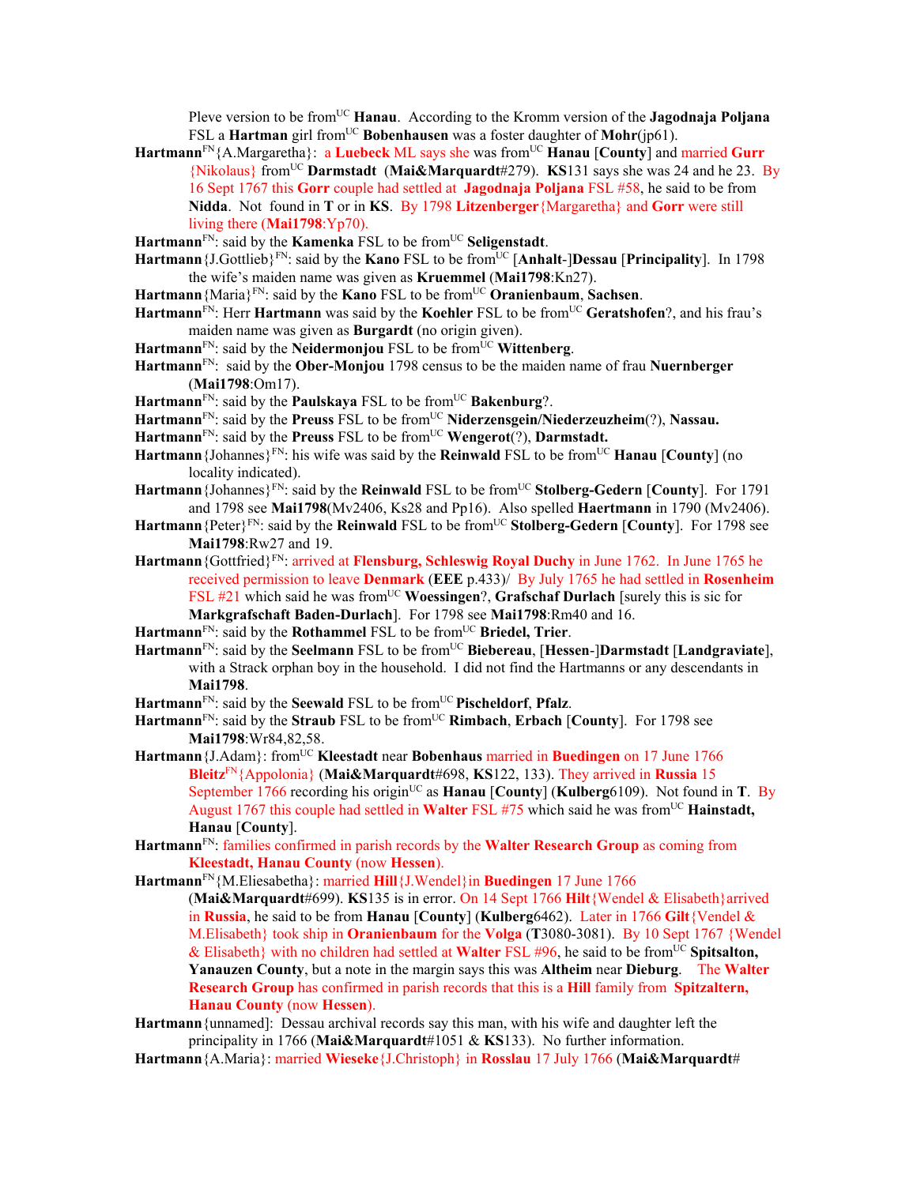Pleve version to be from[UC] **Hanau**. According to the Kromm version of the **Jagodnaja Poljana** FSL a **Hartman** girl from[UC] **Bobenhausen** was a foster daughter of **Mohr**(jp61).

**Hartmann**[FN]{A.Margaretha}: a **Luebeck** ML says she was from[UC] **Hanau** [**County**] and married **Gurr** {Nikolaus} from[UC] **Darmstadt** (**Mai&Marquardt**#279). **KS**131 says she was 24 and he 23. By 16 Sept 1767 this **Gorr** couple had settled at **Jagodnaja Poljana** FSL #58, he said to be from **Nidda**. Not found in **T** or in **KS**. By 1798 **Litzenberger**{Margaretha} and **Gorr** were still living there (**Mai1798**:Yp70).

**Hartmann**[FN]: said by the **Kamenka** FSL to be from[UC] **Seligenstadt**.

**Hartmann**{J.Gottlieb}[FN]: said by the **Kano** FSL to be from[UC] [**Anhalt**-]**Dessau** [**Principality**]. In 1798 the wife's maiden name was given as **Kruemmel** (**Mai1798**:Kn27).

**Hartmann**{Maria}[FN]: said by the **Kano** FSL to be from[UC] **Oranienbaum**, **Sachsen**.

**Hartmann**[FN]: Herr **Hartmann** was said by the **Koehler** FSL to be from[UC] **Geratshofen**?, and his frau's maiden name was given as **Burgardt** (no origin given).

**Hartmann**[FN]: said by the **Neidermonjou** FSL to be from[UC] **Wittenberg**.

**Hartmann**[FN]: said by the **Ober-Monjou** 1798 census to be the maiden name of frau **Nuernberger** (**Mai1798**:Om17).

**Hartmann**[FN]: said by the **Paulskaya** FSL to be from[UC] **Bakenburg**?.

**Hartmann**[FN]: said by the **Preuss** FSL to be from[UC] **Niderzensgein/Niederzeuzheim**(?), **Nassau.**

**Hartmann**[FN]: said by the **Preuss** FSL to be from[UC] **Wengerot**(?), **Darmstadt.**

**Hartmann**{Johannes}[FN]: his wife was said by the **Reinwald** FSL to be from[UC] **Hanau** [**County**] (no locality indicated).

**Hartmann**{Johannes}[FN]: said by the **Reinwald** FSL to be from[UC] **Stolberg-Gedern** [**County**]. For 1791 and 1798 see **Mai1798**(Mv2406, Ks28 and Pp16). Also spelled **Haertmann** in 1790 (Mv2406).

**Hartmann**{Peter}[FN]: said by the **Reinwald** FSL to be from[UC] **Stolberg-Gedern** [**County**]. For 1798 see **Mai1798**:Rw27 and 19.

**Hartmann**{Gottfried}[FN]: arrived at **Flensburg, Schleswig Royal Duchy** in June 1762. In June 1765 he received permission to leave **Denmark** (**EEE** p.433)/ By July 1765 he had settled in **Rosenheim** FSL #21 which said he was from[UC] **Woessingen**?, **Grafschaf Durlach** [surely this is sic for **Markgrafschaft Baden-Durlach**]. For 1798 see **Mai1798**:Rm40 and 16.

**Hartmann**[FN]: said by the **Rothammel** FSL to be from[UC] **Briedel, Trier**.

**Hartmann**[FN]: said by the **Seelmann** FSL to be from[UC] **Biebereau**, [**Hessen**-]**Darmstadt** [**Landgraviate**], with a Strack orphan boy in the household. I did not find the Hartmanns or any descendants in **Mai1798**.

**Hartmann**[FN]: said by the **Seewald** FSL to be from[UC] **Pischeldorf, Pfalz**.

**Hartmann**[FN]: said by the **Straub** FSL to be from[UC] **Rimbach**, **Erbach** [**County**]. For 1798 see **Mai1798**:Wr84,82,58.

**Hartmann**{J.Adam}: from[UC] **Kleestadt** near **Bobenhaus** married in **Buedingen** on 17 June 1766 **Bleitz**[FN]{Appolonia} (**Mai&Marquardt**#698, **KS**122, 133). They arrived in **Russia** 15 September 1766 recording his origin[UC] as **Hanau** [**County**] (**Kulberg**6109). Not found in **T**. By August 1767 this couple had settled in **Walter** FSL #75 which said he was from[UC] **Hainstadt, Hanau** [**County**].

**Hartmann**[FN]: families confirmed in parish records by the **Walter Research Group** as coming from **Kleestadt, Hanau County** (now **Hessen**).

**Hartmann**[FN]{M.Eliesabetha}: married **Hill**{J.Wendel}in **Buedingen** 17 June 1766 (**Mai&Marquardt**#699). **KS**135 is in error. On 14 Sept 1766 **Hilt**{Wendel & Elisabeth}arrived in **Russia**, he said to be from **Hanau** [**County**] (**Kulberg**6462). Later in 1766 **Gilt**{Vendel & M.Elisabeth} took ship in **Oranienbaum** for the **Volga** (**T**3080-3081). By 10 Sept 1767 {Wendel & Elisabeth} with no children had settled at **Walter** FSL #96, he said to be from[UC] **Spitsalton, Yanauzen County**, but a note in the margin says this was **Altheim** near **Dieburg**. The **Walter Research Group** has confirmed in parish records that this is a **Hill** family from **Spitzaltern, Hanau County** (now **Hessen**).

**Hartmann**{unnamed]: Dessau archival records say this man, with his wife and daughter left the principality in 1766 (**Mai&Marquardt**#1051 & **KS**133). No further information.

**Hartmann**{A.Maria}: married **Wieseke**{J.Christoph} in **Rosslau** 17 July 1766 (**Mai&Marquardt**#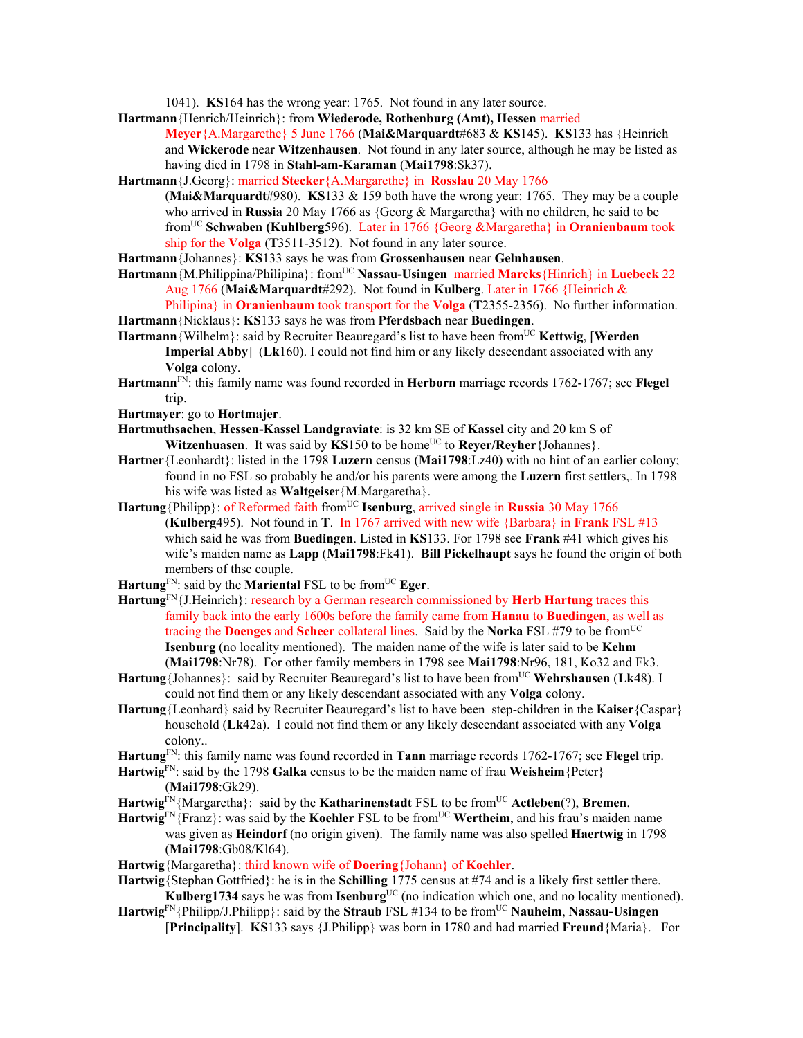1041). **KS**164 has the wrong year: 1765. Not found in any later source.

**Hartmann**{Henrich/Heinrich}: from **Wiederode, Rothenburg (Amt), Hessen** married **Meyer**{A.Margarethe} 5 June 1766 (**Mai&Marquardt**#683 & **KS**145). **KS**133 has {Heinrich and **Wickerode** near **Witzenhausen**. Not found in any later source, although he may be listed as having died in 1798 in **Stahl-am-Karaman** (**Mai1798**:Sk37).

**Hartmann**{J.Georg}: married **Stecker**{A.Margarethe} in **Rosslau** 20 May 1766 (**Mai&Marquardt**#980). **KS**133 & 159 both have the wrong year: 1765. They may be a couple who arrived in **Russia** 20 May 1766 as {Georg & Margaretha} with no children, he said to be from[UC] **Schwaben (Kuhlberg**596). Later in 1766 {Georg &Margaretha} in **Oranienbaum** took ship for the **Volga** (**T**3511-3512). Not found in any later source.

**Hartmann**{Johannes}: **KS**133 says he was from **Grossenhausen** near **Gelnhausen**.

**Hartmann**{M.Philippina/Philipina}: from[UC] **Nassau-Usingen** married **Marcks**{Hinrich} in **Luebeck** 22 Aug 1766 (**Mai&Marquardt**#292). Not found in **Kulberg**. Later in 1766 {Heinrich & Philipina} in **Oranienbaum** took transport for the **Volga** (**T**2355-2356). No further information.

**Hartmann**{Nicklaus}: **KS**133 says he was from **Pferdsbach** near **Buedingen**.

**Hartmann**{Wilhelm}: said by Recruiter Beauregard's list to have been from[UC] **Kettwig**, [**Werden Imperial Abby**] (**Lk**160). I could not find him or any likely descendant associated with any **Volga** colony.

**Hartmann**[FN]: this family name was found recorded in **Herborn** marriage records 1762-1767; see **Flegel** trip.

**Hartmayer**: go to **Hortmajer**.

**Hartmuthsachen**, **Hessen-Kassel Landgraviate**: is 32 km SE of **Kassel** city and 20 km S of **Witzenhuasen**. It was said by **KS**150 to be home[UC] to **Reyer/Reyher**{Johannes}.

**Hartner**{Leonhardt}: listed in the 1798 **Luzern** census (**Mai1798**:Lz40) with no hint of an earlier colony; found in no FSL so probably he and/or his parents were among the **Luzern** first settlers,. In 1798 his wife was listed as **Waltgeise**r{M.Margaretha}.

**Hartung**{Philipp}: of Reformed faith from[UC] **Isenburg**, arrived single in **Russia** 30 May 1766 (**Kulberg**495). Not found in **T**. In 1767 arrived with new wife {Barbara} in **Frank** FSL #13 which said he was from **Buedingen**. Listed in **KS**133. For 1798 see **Frank** #41 which gives his wife's maiden name as **Lapp** (**Mai1798**:Fk41). **Bill Pickelhaupt** says he found the origin of both members of thsc couple.

**Hartung**[FN]: said by the **Mariental** FSL to be from[UC] **Eger**.

**Hartung**[FN]{J.Heinrich}: research by a German research commissioned by **Herb Hartung** traces this family back into the early 1600s before the family came from **Hanau** to **Buedingen**, as well as tracing the **Doenges** and **Scheer** collateral lines. Said by the **Norka** FSL #79 to be from[UC] **Isenburg** (no locality mentioned). The maiden name of the wife is later said to be **Kehm** (**Mai1798**:Nr78). For other family members in 1798 see **Mai1798**:Nr96, 181, Ko32 and Fk3.

**Hartung**{Johannes}: said by Recruiter Beauregard's list to have been from[UC] **Wehrshausen** (**Lk4**8). I could not find them or any likely descendant associated with any **Volga** colony.

**Hartung**{Leonhard} said by Recruiter Beauregard's list to have been step-children in the **Kaiser**{Caspar} household (**Lk**42a). I could not find them or any likely descendant associated with any **Volga** colony..

**Hartung**[FN]: this family name was found recorded in **Tann** marriage records 1762-1767; see **Flegel** trip.

**Hartwig**[FN]: said by the 1798 **Galka** census to be the maiden name of frau **Weisheim**{Peter} (**Mai1798**:Gk29).

**Hartwig**[FN]{Margaretha}: said by the **Katharinenstadt** FSL to be from[UC] **Actleben**(?), **Bremen**.

**Hartwig**[FN]{Franz}: was said by the **Koehler** FSL to be from[UC] **Wertheim**, and his frau's maiden name was given as **Heindorf** (no origin given). The family name was also spelled **Haertwig** in 1798 (**Mai1798**:Gb08/Kl64).

**Hartwig**{Margaretha}: third known wife of **Doering**{Johann} of **Koehler**.

**Hartwig**{Stephan Gottfried}: he is in the **Schilling** 1775 census at #74 and is a likely first settler there. **Kulberg1734** says he was from **Isenburg**[UC] (no indication which one, and no locality mentioned).

**Hartwig**[FN]{Philipp/J.Philipp}: said by the **Straub** FSL #134 to be from[UC] **Nauheim**, **Nassau-Usingen** [**Principality**]. **KS**133 says {J.Philipp} was born in 1780 and had married **Freund**{Maria}. For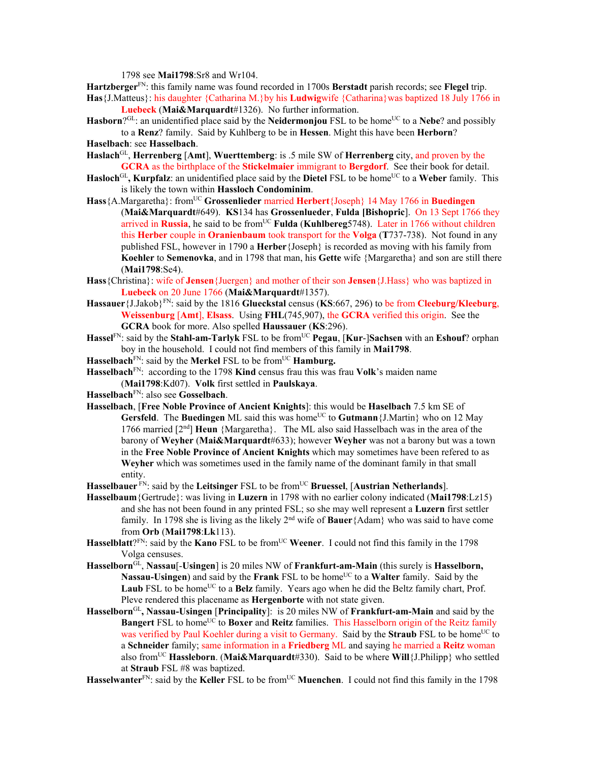1798 see **Mai1798**:Sr8 and Wr104.

**Hartzberger**FN: this family name was found recorded in 1700s **Berstadt** parish records; see **Flegel** trip.

**Has**{J.Matteus}: his daughter {Catharina M.}by his **Ludwig**wife {Catharina}was baptized 18 July 1766 in **Luebeck** (**Mai&Marquardt**#1326). No further information.

**Hasborn**?GL: an unidentified place said by the **Neidermonjou** FSL to be homeUC to a **Nebe**? and possibly to a **Renz**? family. Said by Kuhlberg to be in **Hessen**. Might this have been **Herborn**?

**Haselbach**: see **Hasselbach**.

**Haslach**GL, **Herrenberg** [**Amt**], **Wuerttemberg**: is .5 mile SW of **Herrenberg** city, and proven by the **GCRA** as the birthplace of the **Stickelmaier** immigrant to **Bergdorf**. See their book for detail.

**Hasloch**GL**, Kurpfalz**: an unidentified place said by the **Dietel** FSL to be homeUC to a **Weber** family. This is likely the town within **Hassloch Condominim**.

**Hass**{A.Margaretha}: fromUC **Grossenlieder** married **Herbert**{Joseph} 14 May 1766 in **Buedingen** (**Mai&Marquardt**#649). **KS**134 has **Grossenlueder**, **Fulda [Bishopric]**. On 13 Sept 1766 they arrived in **Russia**, he said to be fromUC **Fulda** (**Kuhlbereg**5748). Later in 1766 without children this **Herber** couple in **Oranienbaum** took transport for the **Volga** (**T**737-738). Not found in any published FSL, however in 1790 a **Herber**{Joseph} is recorded as moving with his family from **Koehler** to **Semenovka**, and in 1798 that man, his **Gette** wife {Margaretha} and son are still there (**Mai1798**:Se4).

**Hass**{Christina}: wife of **Jensen**{Juergen} and mother of their son **Jensen**{J.Hass} who was baptized in **Luebeck** on 20 June 1766 (**Mai&Marquardt**#1357).

**Hassauer**{J.Jakob}FN: said by the 1816 **Glueckstal** census (**KS**:667, 296) to be from **Cleeburg/Kleeburg**, **Weissenburg** [**Amt**], **Elsass**. Using **FHL**(745,907), the **GCRA** verified this origin. See the **GCRA** book for more. Also spelled **Haussauer** (**KS**:296).

**Hassel**FN: said by the **Stahl-am-Tarlyk** FSL to be fromUC **Pegau**, [**Kur**-]**Sachsen** with an **Eshouf**? orphan boy in the household. I could not find members of this family in **Mai1798**.

**Hasselbach**FN: said by the **Merkel** FSL to be fromUC **Hamburg.**

**Hasselbach**FN: according to the 1798 **Kind** census frau this was frau **Volk**'s maiden name (**Mai1798**:Kd07). **Volk** first settled in **Paulskaya**.

**Hasselbach**FN: also see **Gosselbach**.

**Hasselbach**, [**Free Noble Province of Ancient Knights**]: this would be **Haselbach** 7.5 km SE of **Gersfeld**. The **Buedingen** ML said this was homeUC to **Gutmann**{J.Martin} who on 12 May 1766 married [2nd] **Heun** {Margaretha}. The ML also said Hasselbach was in the area of the barony of **Weyher** (**Mai&Marquardt**#633); however **Weyher** was not a barony but was a town in the **Free Noble Province of Ancient Knights** which may sometimes have been refered to as **Weyher** which was sometimes used in the family name of the dominant family in that small entity.

**Hasselbauer** FN: said by the **Leitsinger** FSL to be fromUC **Bruessel**, [**Austrian Netherlands**].

**Hasselbaum**{Gertrude}: was living in **Luzern** in 1798 with no earlier colony indicated (**Mai1798**:Lz15) and she has not been found in any printed FSL; so she may well represent a **Luzern** first settler family. In 1798 she is living as the likely 2nd wife of **Bauer**{Adam} who was said to have come from **Orb** (**Mai1798**:**Lk**113).

**Hasselblatt**?FN: said by the **Kano** FSL to be fromUC **Weener**. I could not find this family in the 1798 Volga censuses.

**Hasselborn**GL, **Nassau**[-**Usingen**] is 20 miles NW of **Frankfurt-am-Main** (this surely is **Hasselborn, Nassau-Usingen**) and said by the **Frank** FSL to be homeUC to a **Walter** family. Said by the **Laub** FSL to be homeUC to a **Belz** family. Years ago when he did the Beltz family chart, Prof. Pleve rendered this placename as **Hergenborte** with not state given.

**Hasselborn**GL**, Nassau-Usingen** [**Principality**]: is 20 miles NW of **Frankfurt-am-Main** and said by the **Bangert** FSL to homeUC to **Boxer** and **Reitz** families. This Hasselborn origin of the Reitz family was verified by Paul Koehler during a visit to Germany. Said by the **Straub** FSL to be homeUC to a **Schneider** family; same information in a **Friedberg** ML and saying he married a **Reitz** woman also fromUC **Hassleborn**. (**Mai&Marquardt**#330). Said to be where **Will**{J.Philipp} who settled at **Straub** FSL #8 was baptized.

**Hasselwanter**FN: said by the **Keller** FSL to be fromUC **Muenchen**. I could not find this family in the 1798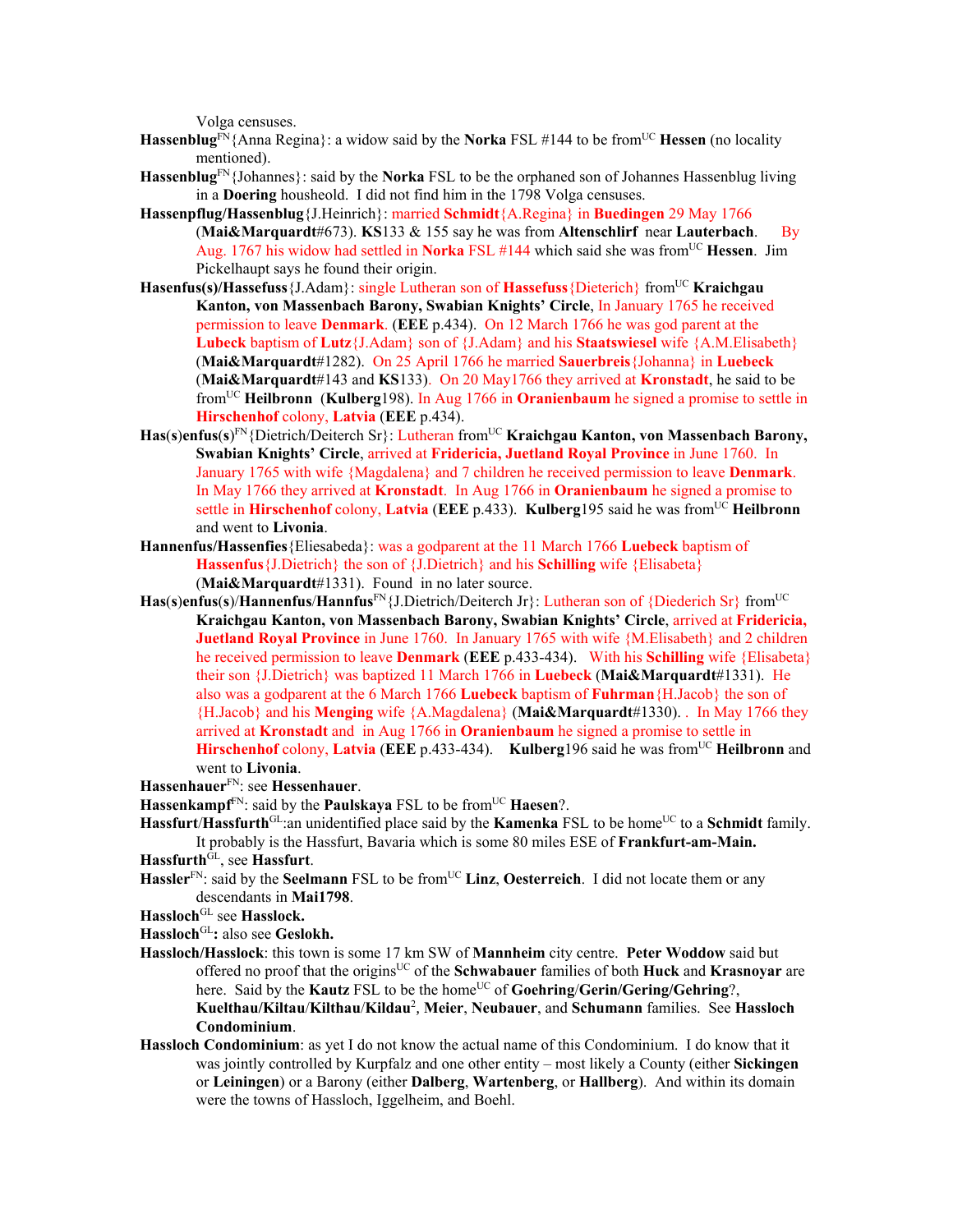Volga censuses.

**Hassenblug**[FN]{Anna Regina}: a widow said by the **Norka** FSL #144 to be from[UC] **Hessen** (no locality mentioned).

**Hassenblug**[FN]{Johannes}: said by the **Norka** FSL to be the orphaned son of Johannes Hassenblug living in a **Doering** housheold. I did not find him in the 1798 Volga censuses.

**Hassenpflug/Hassenblug**{J.Heinrich}: married **Schmidt**{A.Regina} in **Buedingen** 29 May 1766 (**Mai&Marquardt**#673). **KS**133 & 155 say he was from **Altenschlirf** near **Lauterbach**. By Aug. 1767 his widow had settled in **Norka** FSL #144 which said she was from[UC] **Hessen**. Jim Pickelhaupt says he found their origin.

**Hasenfus(s)/Hassefuss**{J.Adam}: single Lutheran son of **Hassefuss**{Dieterich} from[UC] **Kraichgau Kanton, von Massenbach Barony, Swabian Knights' Circle**, In January 1765 he received permission to leave **Denmark**. (**EEE** p.434). On 12 March 1766 he was god parent at the **Lubeck** baptism of **Lutz**{J.Adam} son of {J.Adam} and his **Staatswiesel** wife {A.M.Elisabeth} (**Mai&Marquardt**#1282). On 25 April 1766 he married **Sauerbreis**{Johanna} in **Luebeck** (**Mai&Marquardt**#143 and **KS**133). On 20 May1766 they arrived at **Kronstadt**, he said to be from[UC] **Heilbronn** (**Kulberg**198). In Aug 1766 in **Oranienbaum** he signed a promise to settle in **Hirschenhof** colony, **Latvia** (**EEE** p.434).

**Has(s)enfus(s)**[FN]{Dietrich/Deiterch Sr}: Lutheran from[UC] **Kraichgau Kanton, von Massenbach Barony, Swabian Knights' Circle**, arrived at **Fridericia, Juetland Royal Province** in June 1760. In January 1765 with wife {Magdalena} and 7 children he received permission to leave **Denmark**. In May 1766 they arrived at **Kronstadt**. In Aug 1766 in **Oranienbaum** he signed a promise to settle in **Hirschenhof** colony, **Latvia** (**EEE** p.433). **Kulberg**195 said he was from[UC] **Heilbronn** and went to **Livonia**.

**Hannenfus/Hassenfies**{Eliesabeda}: was a godparent at the 11 March 1766 **Luebeck** baptism of **Hassenfus**{J.Dietrich} the son of {J.Dietrich} and his **Schilling** wife {Elisabeta} (**Mai&Marquardt**#1331). Found in no later source.

**Has(s)enfus(s)/Hannenfus/Hannfus**[FN]{J.Dietrich/Deiterch Jr}: Lutheran son of {Diederich Sr} from[UC] **Kraichgau Kanton, von Massenbach Barony, Swabian Knights' Circle**, arrived at **Fridericia, Juetland Royal Province** in June 1760. In January 1765 with wife {M.Elisabeth} and 2 children he received permission to leave **Denmark** (**EEE** p.433-434). With his **Schilling** wife {Elisabeta} their son {J.Dietrich} was baptized 11 March 1766 in **Luebeck** (**Mai&Marquardt**#1331). He also was a godparent at the 6 March 1766 **Luebeck** baptism of **Fuhrman**{H.Jacob} the son of {H.Jacob} and his **Menging** wife {A.Magdalena} (**Mai&Marquardt**#1330). . In May 1766 they arrived at **Kronstadt** and in Aug 1766 in **Oranienbaum** he signed a promise to settle in **Hirschenhof** colony, **Latvia** (**EEE** p.433-434). **Kulberg**196 said he was from[UC] **Heilbronn** and went to **Livonia**.

**Hassenhauer**[FN]: see **Hessenhauer**.

**Hassenkampf**[FN]: said by the **Paulskaya** FSL to be from[UC] **Haesen**?.

**Hassfurt**/**Hassfurth**[GL]:an unidentified place said by the **Kamenka** FSL to be home[UC] to a **Schmidt** family. It probably is the Hassfurt, Bavaria which is some 80 miles ESE of **Frankfurt-am-Main.**

**Hassfurth**[GL], see **Hassfurt**.

**Hassler**[FN]: said by the **Seelmann** FSL to be from[UC] **Linz**, **Oesterreich**. I did not locate them or any descendants in **Mai1798**.

**Hassloch**[GL] see **Hasslock.**

**Hassloch**[GL]**:** also see **Geslokh.**

**Hassloch/Hasslock**: this town is some 17 km SW of **Mannheim** city centre. **Peter Woddow** said but offered no proof that the origins[UC] of the **Schwabauer** families of both **Huck** and **Krasnoyar** are here. Said by the **Kautz** FSL to be the home[UC] of **Goehring**/**Gerin**/**Gering/Gehring**?, **Kuelthau/Kiltau**/**Kilthau**/**Kildau**[2], **Meier**, **Neubauer**, and **Schumann** families. See **Hassloch Condominium**.

**Hassloch Condominium**: as yet I do not know the actual name of this Condominium. I do know that it was jointly controlled by Kurpfalz and one other entity – most likely a County (either **Sickingen** or **Leiningen**) or a Barony (either **Dalberg**, **Wartenberg**, or **Hallberg**). And within its domain were the towns of Hassloch, Iggelheim, and Boehl.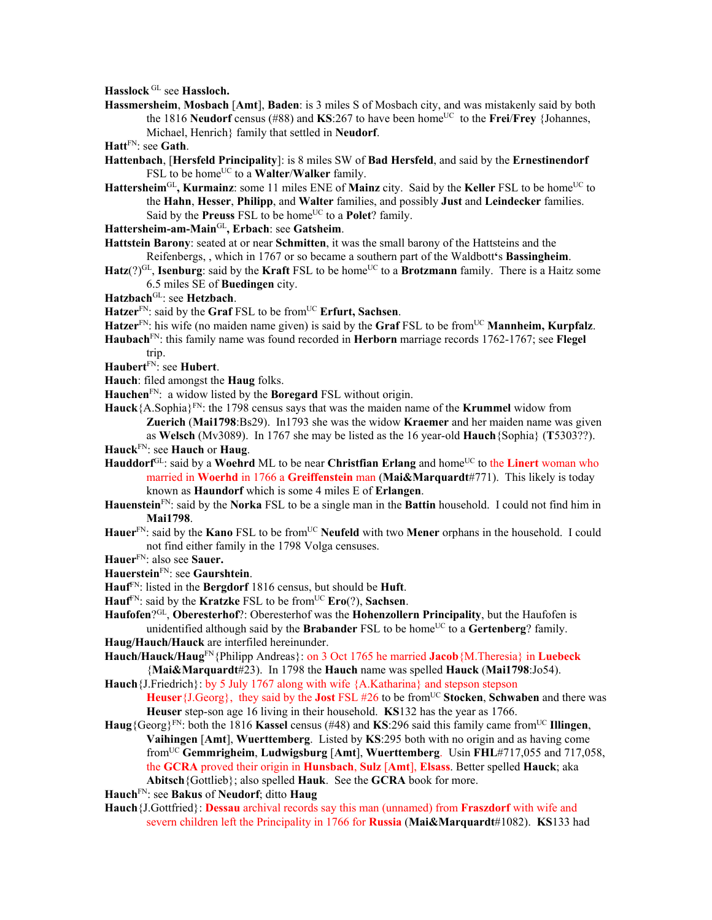**Hasslock** GL see **Hassloch.**

**Hassmersheim**, **Mosbach** [**Amt**], **Baden**: is 3 miles S of Mosbach city, and was mistakenly said by both the 1816 **Neudorf** census (#88) and **KS**:267 to have been home[UC] to the **Frei**/**Frey** {Johannes, Michael, Henrich} family that settled in **Neudorf**.

**Hatt**[FN]: see **Gath**.

**Hattenbach**, [**Hersfeld Principality**]: is 8 miles SW of **Bad Hersfeld**, and said by the **Ernestinendorf** FSL to be home[UC] to a **Walter**/**Walker** family.

**Hattersheim**[GL]**, Kurmainz**: some 11 miles ENE of **Mainz** city. Said by the **Keller** FSL to be home[UC] to the **Hahn**, **Hesser**, **Philipp**, and **Walter** families, and possibly **Just** and **Leindecker** families. Said by the **Preuss** FSL to be home[UC] to a **Polet**? family.

**Hattersheim-am-Main**[GL]**, Erbach**: see **Gatsheim**.

**Hattstein Barony**: seated at or near **Schmitten**, it was the small barony of the Hattsteins and the Reifenbergs, , which in 1767 or so became a southern part of the Waldbott's **Bassingheim**.

**Hatz**(?)[GL], **Isenburg**: said by the **Kraft** FSL to be home[UC] to a **Brotzmann** family. There is a Haitz some 6.5 miles SE of **Buedingen** city.

**Hatzbach**[GL]: see **Hetzbach**.

**Hatzer**[FN]: said by the **Graf** FSL to be from[UC] **Erfurt, Sachsen**.

**Hatzer**[FN]: his wife (no maiden name given) is said by the **Graf** FSL to be from[UC] **Mannheim, Kurpfalz**.

**Haubach**[FN]: this family name was found recorded in **Herborn** marriage records 1762-1767; see **Flegel** trip.

**Haubert**[FN]: see **Hubert**.

**Hauch**: filed amongst the **Haug** folks.

**Hauchen**[FN]: a widow listed by the **Boregard** FSL without origin.

**Hauck**{A.Sophia}[FN]: the 1798 census says that was the maiden name of the **Krummel** widow from **Zuerich** (**Mai1798**:Bs29). In1793 she was the widow **Kraemer** and her maiden name was given as **Welsch** (Mv3089). In 1767 she may be listed as the 16 year-old **Hauch**{Sophia} (**T**5303??).

**Hauck**[FN]: see **Hauch** or **Haug**.

**Hauddorf**[GL]: said by a **Woehrd** ML to be near **Christfian Erlang** and home[UC] to the **Linert** woman who married in **Woerhd** in 1766 a **Greiffenstein** man (**Mai&Marquardt**#771). This likely is today known as **Haundorf** which is some 4 miles E of **Erlangen**.

**Hauenstein**[FN]: said by the **Norka** FSL to be a single man in the **Battin** household. I could not find him in **Mai1798**.

**Hauer**[FN]: said by the **Kano** FSL to be from[UC] **Neufeld** with two **Mener** orphans in the household. I could not find either family in the 1798 Volga censuses.

**Hauer**[FN]: also see **Sauer.**

**Hauerstein**[FN]: see **Gaurshtein**.

**Hauf**[FN]: listed in the **Bergdorf** 1816 census, but should be **Huft**.

**Hauf**[FN]: said by the **Kratzke** FSL to be from[UC] **Ero**(?), **Sachsen**.

**Haufofen**?[GL], **Oberesterhof**?: Oberesterhof was the **Hohenzollern Principality**, but the Haufofen is unidentified although said by the **Brabander** FSL to be home[UC] to a **Gertenberg**? family.

**Haug**/**Hauch**/**Hauck** are interfiled hereinunder.

**Hauch/Hauck/Haug**[FN]{Philipp Andreas}: on 3 Oct 1765 he married **Jacob**{M.Theresia} in **Luebeck** {**Mai&Marquardt**#23). In 1798 the **Hauch** name was spelled **Hauck** (**Mai1798**:Jo54).

**Hauch**{J.Friedrich}: by 5 July 1767 along with wife {A.Katharina} and stepson stepson **Heuser**{J.Georg}, they said by the **Jost** FSL #26 to be from[UC] **Stocken**, **Schwaben** and there was **Heuser** step-son age 16 living in their household. **KS**132 has the year as 1766.

**Haug**{Georg}[FN]: both the 1816 **Kassel** census (#48) and **KS**:296 said this family came from[UC] **Illingen**, **Vaihingen** [**Amt**], **Wuerttemberg**. Listed by **KS**:295 both with no origin and as having come from[UC] **Gemmrigheim**, **Ludwigsburg** [**Amt**], **Wuerttemberg**. Usin **FHL**#717,055 and 717,058, the **GCRA** proved their origin in **Hunsbach**, **Sulz** [**Amt**], **Elsass**. Better spelled **Hauck**; aka **Abitsch**{Gottlieb}; also spelled **Hauk**. See the **GCRA** book for more.

**Hauch**[FN]: see **Bakus** of **Neudorf**; ditto **Haug**

**Hauch**{J.Gottfried}: **Dessau** archival records say this man (unnamed) from **Fraszdorf** with wife and severn children left the Principality in 1766 for **Russia** (**Mai&Marquardt**#1082). **KS**133 had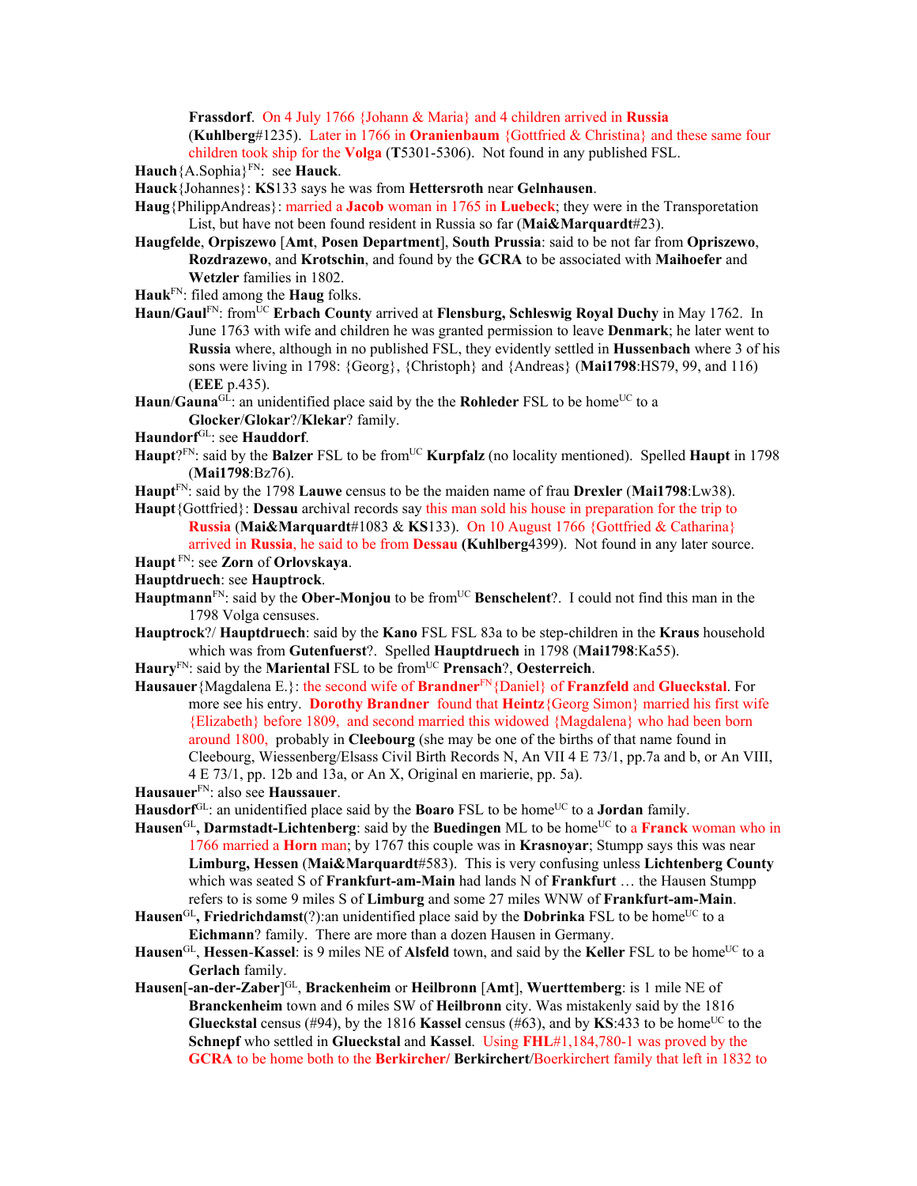**Frassdorf**. On 4 July 1766 {Johann & Maria} and 4 children arrived in **Russia** (**Kuhlberg**#1235). Later in 1766 in **Oranienbaum** {Gottfried & Christina} and these same four children took ship for the **Volga** (**T**5301-5306). Not found in any published FSL.

**Hauch**{A.Sophia}[FN]: see **Hauck**.

**Hauck**{Johannes}: **KS**133 says he was from **Hettersroth** near **Gelnhausen**.

**Haug**{PhilippAndreas}: married a **Jacob** woman in 1765 in **Luebeck**; they were in the Transporetation List, but have not been found resident in Russia so far (**Mai&Marquardt**#23).

**Haugfelde**, **Orpiszewo** [**Amt**, **Posen Department**], **South Prussia**: said to be not far from **Opriszewo**, **Rozdrazewo**, and **Krotschin**, and found by the **GCRA** to be associated with **Maihoefer** and **Wetzler** families in 1802.

**Hauk**[FN]: filed among the **Haug** folks.

**Haun/Gaul**[FN]: from[UC] **Erbach County** arrived at **Flensburg, Schleswig Royal Duchy** in May 1762. In June 1763 with wife and children he was granted permission to leave **Denmark**; he later went to **Russia** where, although in no published FSL, they evidently settled in **Hussenbach** where 3 of his sons were living in 1798: {Georg}, {Christoph} and {Andreas} (**Mai1798**:HS79, 99, and 116) (**EEE** p.435).

**Haun**/**Gauna**[GL]: an unidentified place said by the the **Rohleder** FSL to be home[UC] to a **Glocker**/**Glokar**?/**Klekar**? family.

**Haundorf**[GL]: see **Hauddorf**.

**Haupt**?[FN]: said by the **Balzer** FSL to be from[UC] **Kurpfalz** (no locality mentioned). Spelled **Haupt** in 1798 (**Mai1798**:Bz76).

**Haupt**[FN]: said by the 1798 **Lauwe** census to be the maiden name of frau **Drexler** (**Mai1798**:Lw38).

**Haupt**{Gottfried}: **Dessau** archival records say this man sold his house in preparation for the trip to **Russia** (**Mai&Marquardt**#1083 & **KS**133). On 10 August 1766 {Gottfried & Catharina} arrived in **Russia**, he said to be from **Dessau** (**Kuhlberg**4399). Not found in any later source.

**Haupt** [FN]: see **Zorn** of **Orlovskaya**.

**Hauptdruech**: see **Hauptrock**.

**Hauptmann**[FN]: said by the **Ober-Monjou** to be from[UC] **Benschelent**?. I could not find this man in the 1798 Volga censuses.

**Hauptrock**?/ **Hauptdruech**: said by the **Kano** FSL FSL 83a to be step-children in the **Kraus** household which was from **Gutenfuerst**?. Spelled **Hauptdruech** in 1798 (**Mai1798**:Ka55).

**Haury**[FN]: said by the **Mariental** FSL to be from[UC] **Prensach**?, **Oesterreich**.

**Hausauer**{Magdalena E.}: the second wife of **Brandner**[FN]{Daniel} of **Franzfeld** and **Glueckstal**. For more see his entry. **Dorothy Brandner** found that **Heintz**{Georg Simon} married his first wife {Elizabeth} before 1809, and second married this widowed {Magdalena} who had been born around 1800, probably in **Cleebourg** (she may be one of the births of that name found in Cleebourg, Wiessenberg/Elsass Civil Birth Records N, An VII 4 E 73/1, pp.7a and b, or An VIII, 4 E 73/1, pp. 12b and 13a, or An X, Original en marierie, pp. 5a).

**Hausauer**[FN]: also see **Haussauer**.

**Hausdorf**[GL]: an unidentified place said by the **Boaro** FSL to be home[UC] to a **Jordan** family.

**Hausen**[GL], **Darmstadt-Lichtenberg**: said by the **Buedingen** ML to be home[UC] to a **Franck** woman who in 1766 married a **Horn** man; by 1767 this couple was in **Krasnoyar**; Stumpp says this was near **Limburg, Hessen** (**Mai&Marquardt**#583). This is very confusing unless **Lichtenberg County** which was seated S of **Frankfurt-am-Main** had lands N of **Frankfurt** … the Hausen Stumpp refers to is some 9 miles S of **Limburg** and some 27 miles WNW of **Frankfurt-am-Main**.

**Hausen**[GL], **Friedrichdamst**(?):an unidentified place said by the **Dobrinka** FSL to be home[UC] to a **Eichmann**? family. There are more than a dozen Hausen in Germany.

**Hausen**[GL], **Hessen-Kassel**: is 9 miles NE of **Alsfeld** town, and said by the **Keller** FSL to be home[UC] to a **Gerlach** family.

**Hausen**[**-an-der-Zaber**][GL], **Brackenheim** or **Heilbronn** [**Amt**], **Wuerttemberg**: is 1 mile NE of **Branckenheim** town and 6 miles SW of **Heilbronn** city. Was mistakenly said by the 1816 **Glueckstal** census (#94), by the 1816 **Kassel** census (#63), and by **KS**:433 to be home[UC] to the **Schnepf** who settled in **Glueckstal** and **Kassel**. Using **FHL**#1,184,780-1 was proved by the **GCRA** to be home both to the **Berkircher/ Berkirchert**/Boerkirchert family that left in 1832 to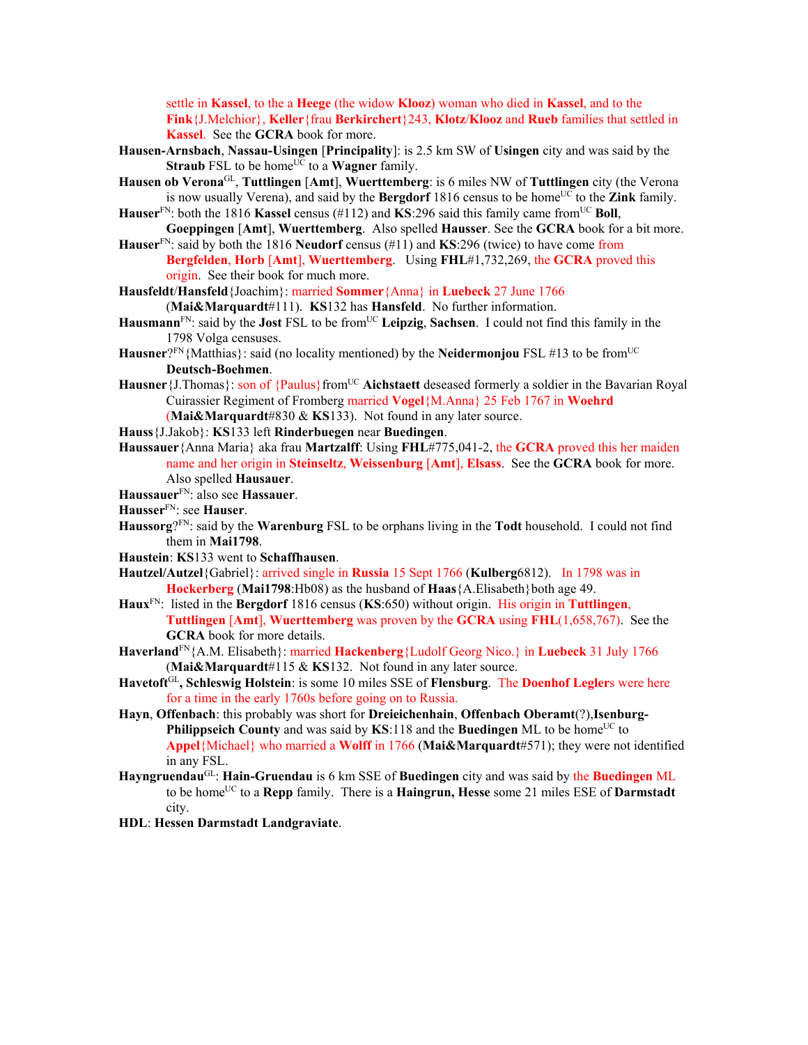settle in **Kassel**, to the a **Heege** (the widow **Klooz**) woman who died in **Kassel**, and to the **Fink**{J.Melchior}, **Keller**{frau **Berkirchert**}243, **Klotz**/**Klooz** and **Rueb** families that settled in **Kassel**. See the **GCRA** book for more.

**Hausen-Arnsbach**, **Nassau-Usingen** [**Principality**]: is 2.5 km SW of **Usingen** city and was said by the **Straub** FSL to be home[UC] to a **Wagner** family.

**Hausen ob Verona**[GL], **Tuttlingen** [**Amt**], **Wuerttemberg**: is 6 miles NW of **Tuttlingen** city (the Verona is now usually Verena), and said by the **Bergdorf** 1816 census to be home[UC] to the **Zink** family.

**Hauser**[FN]: both the 1816 **Kassel** census (#112) and **KS**:296 said this family came from[UC] **Boll**, **Goeppingen** [**Amt**], **Wuerttemberg**. Also spelled **Hausser**. See the **GCRA** book for a bit more.

**Hauser**[FN]: said by both the 1816 **Neudorf** census (#11) and **KS**:296 (twice) to have come from **Bergfelden**, **Horb** [**Amt**], **Wuerttemberg**. Using **FHL**#1,732,269, the **GCRA** proved this origin. See their book for much more.

**Hausfeldt**/**Hansfeld**{Joachim}: married **Sommer**{Anna} in **Luebeck** 27 June 1766 (**Mai&Marquardt**#111). **KS**132 has **Hansfeld**. No further information.

**Hausmann**[FN]: said by the **Jost** FSL to be from[UC] **Leipzig**, **Sachsen**. I could not find this family in the 1798 Volga censuses.

**Hausner**?[FN]{Matthias}: said (no locality mentioned) by the **Neidermonjou** FSL #13 to be from[UC] **Deutsch-Boehmen**.

**Hausner**{J.Thomas}: son of {Paulus}from[UC] **Aichstaett** deseased formerly a soldier in the Bavarian Royal Cuirassier Regiment of Fromberg married **Vogel**{M.Anna} 25 Feb 1767 in **Woehrd** (**Mai&Marquardt**#830 & **KS**133). Not found in any later source.

**Hauss**{J.Jakob}: **KS**133 left **Rinderbuegen** near **Buedingen**.

**Haussauer**{Anna Maria} aka frau **Martzalff**: Using **FHL**#775,041-2, the **GCRA** proved this her maiden name and her origin in **Steinseltz**, **Weissenburg** [**Amt**], **Elsass**. See the **GCRA** book for more. Also spelled **Hausauer**.

**Haussauer**[FN]: also see **Hassauer**.

**Hausser**[FN]: see **Hauser**.

**Haussorg**?[FN]: said by the **Warenburg** FSL to be orphans living in the **Todt** household. I could not find them in **Mai1798**.

**Haustein**: **KS**133 went to **Schaffhausen**.

**Hautzel/Autzel**{Gabriel}: arrived single in **Russia** 15 Sept 1766 (**Kulberg**6812). In 1798 was in **Hockerberg** (**Mai1798**:Hb08) as the husband of **Haas**{A.Elisabeth}both age 49.

**Haux**[FN]: listed in the **Bergdorf** 1816 census (**KS**:650) without origin. His origin in **Tuttlingen**, **Tuttlingen** [**Amt**], **Wuerttemberg** was proven by the **GCRA** using **FHL**(1,658,767). See the **GCRA** book for more details.

**Haverland**[FN]{A.M. Elisabeth}: married **Hackenberg**{Ludolf Georg Nico.} in **Luebeck** 31 July 1766 (**Mai&Marquardt**#115 & **KS**132. Not found in any later source.

**Havetoft**[GL], **Schleswig Holstein**: is some 10 miles SSE of **Flensburg**. The **Doenhof Legler**s were here for a time in the early 1760s before going on to Russia.

**Hayn**, **Offenbach**: this probably was short for **Dreieichenhain**, **Offenbach Oberamt**(?),**Isenburg-Philippseich County** and was said by **KS**:118 and the **Buedingen** ML to be home[UC] to **Appel**{Michael} who married a **Wolff** in 1766 (**Mai&Marquardt**#571); they were not identified in any FSL.

**Hayngruendau**[GL]: **Hain-Gruendau** is 6 km SSE of **Buedingen** city and was said by the **Buedingen** ML to be home[UC] to a **Repp** family. There is a **Haingrun, Hesse** some 21 miles ESE of **Darmstadt** city.

**HDL**: **Hessen Darmstadt Landgraviate**.